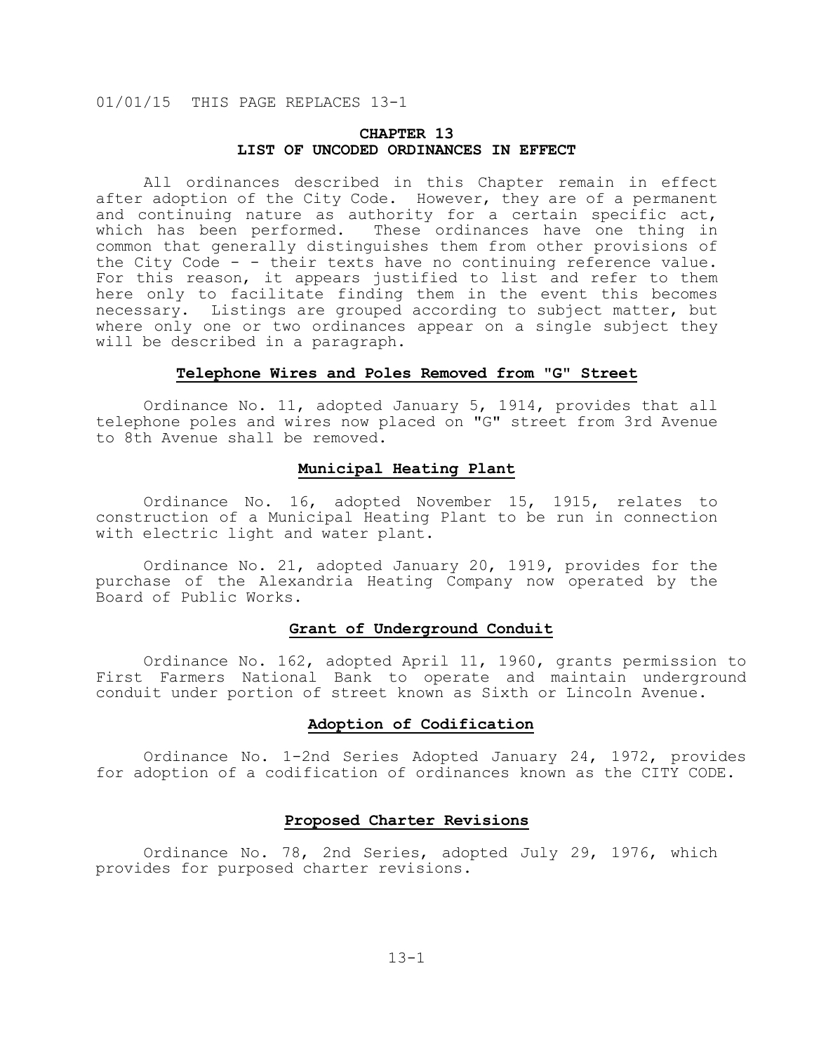01/01/15 THIS PAGE REPLACES 13-1

# CHAPTER 13
# LIST OF UNCODED ORDINANCES IN EFFECT

All ordinances described in this Chapter remain in effect after adoption of the City Code. However, they are of a permanent and continuing nature as authority for a certain specific act, which has been performed. These ordinances have one thing in common that generally distinguishes them from other provisions of the City Code - - their texts have no continuing reference value. For this reason, it appears justified to list and refer to them here only to facilitate finding them in the event this becomes necessary. Listings are grouped according to subject matter, but where only one or two ordinances appear on a single subject they will be described in a paragraph.

## Telephone Wires and Poles Removed from "G" Street

Ordinance No. 11, adopted January 5, 1914, provides that all telephone poles and wires now placed on "G" street from 3rd Avenue to 8th Avenue shall be removed.

## Municipal Heating Plant

Ordinance No. 16, adopted November 15, 1915, relates to construction of a Municipal Heating Plant to be run in connection with electric light and water plant.

Ordinance No. 21, adopted January 20, 1919, provides for the purchase of the Alexandria Heating Company now operated by the Board of Public Works.

## Grant of Underground Conduit

Ordinance No. 162, adopted April 11, 1960, grants permission to First Farmers National Bank to operate and maintain underground conduit under portion of street known as Sixth or Lincoln Avenue.

## Adoption of Codification

Ordinance No. 1-2nd Series Adopted January 24, 1972, provides for adoption of a codification of ordinances known as the CITY CODE.

## Proposed Charter Revisions

Ordinance No. 78, 2nd Series, adopted July 29, 1976, which provides for purposed charter revisions.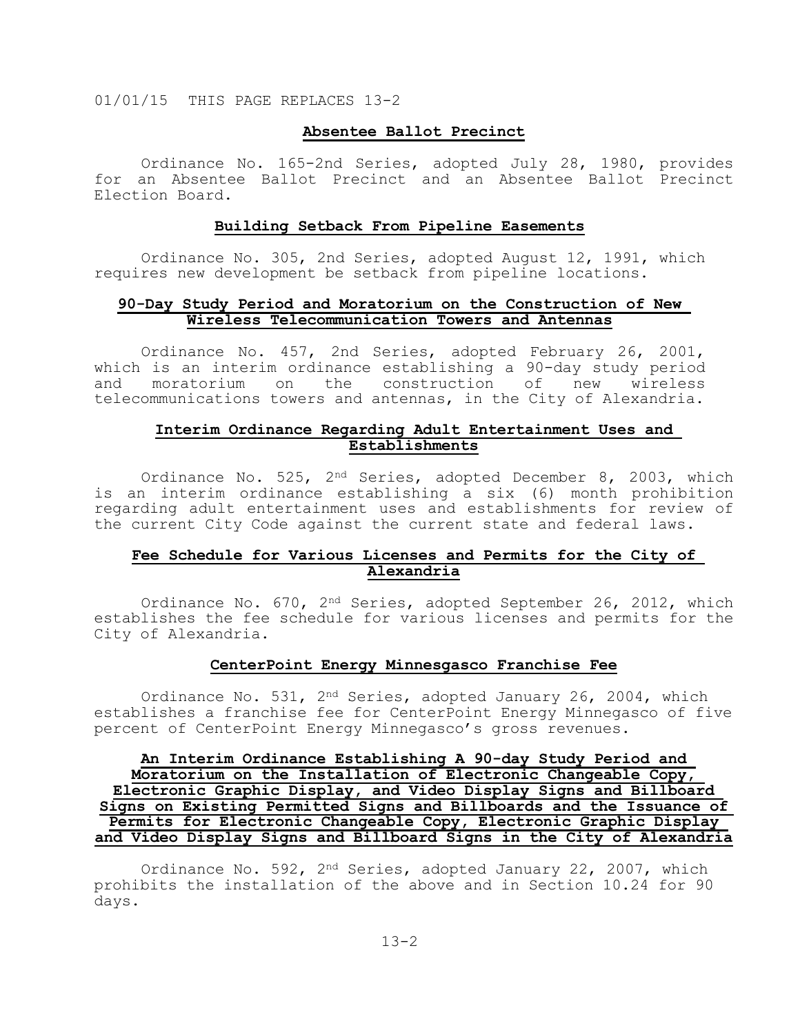01/01/15 THIS PAGE REPLACES 13-2

## Absentee Ballot Precinct

Ordinance No. 165-2nd Series, adopted July 28, 1980, provides for an Absentee Ballot Precinct and an Absentee Ballot Precinct Election Board.

## Building Setback From Pipeline Easements

Ordinance No. 305, 2nd Series, adopted August 12, 1991, which requires new development be setback from pipeline locations.

## 90-Day Study Period and Moratorium on the Construction of New Wireless Telecommunication Towers and Antennas

Ordinance No. 457, 2nd Series, adopted February 26, 2001, which is an interim ordinance establishing a 90-day study period and moratorium on the construction of new wireless telecommunications towers and antennas, in the City of Alexandria.

## Interim Ordinance Regarding Adult Entertainment Uses and Establishments

Ordinance No. 525, 2nd Series, adopted December 8, 2003, which is an interim ordinance establishing a six (6) month prohibition regarding adult entertainment uses and establishments for review of the current City Code against the current state and federal laws.

## Fee Schedule for Various Licenses and Permits for the City of Alexandria

Ordinance No. 670, 2nd Series, adopted September 26, 2012, which establishes the fee schedule for various licenses and permits for the City of Alexandria.

## CenterPoint Energy Minnesgasco Franchise Fee

Ordinance No. 531, 2nd Series, adopted January 26, 2004, which establishes a franchise fee for CenterPoint Energy Minnegasco of five percent of CenterPoint Energy Minnegasco's gross revenues.

## An Interim Ordinance Establishing A 90-day Study Period and Moratorium on the Installation of Electronic Changeable Copy, Electronic Graphic Display, and Video Display Signs and Billboard Signs on Existing Permitted Signs and Billboards and the Issuance of Permits for Electronic Changeable Copy, Electronic Graphic Display and Video Display Signs and Billboard Signs in the City of Alexandria

Ordinance No. 592, 2nd Series, adopted January 22, 2007, which prohibits the installation of the above and in Section 10.24 for 90 days.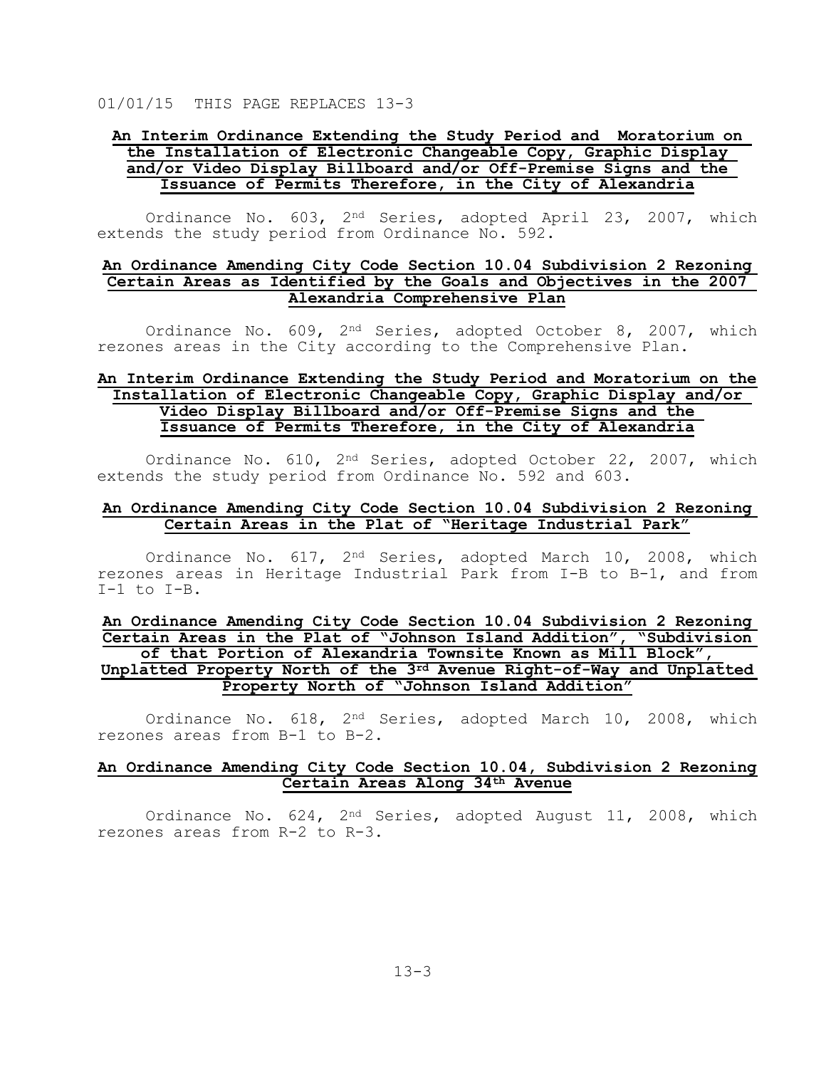01/01/15 THIS PAGE REPLACES 13-3

**An Interim Ordinance Extending the Study Period and Moratorium on the Installation of Electronic Changeable Copy, Graphic Display and/or Video Display Billboard and/or Off-Premise Signs and the Issuance of Permits Therefore, in the City of Alexandria**

Ordinance No. 603, 2nd Series, adopted April 23, 2007, which extends the study period from Ordinance No. 592.

**An Ordinance Amending City Code Section 10.04 Subdivision 2 Rezoning Certain Areas as Identified by the Goals and Objectives in the 2007 Alexandria Comprehensive Plan**

Ordinance No. 609, 2nd Series, adopted October 8, 2007, which rezones areas in the City according to the Comprehensive Plan.

**An Interim Ordinance Extending the Study Period and Moratorium on the Installation of Electronic Changeable Copy, Graphic Display and/or Video Display Billboard and/or Off-Premise Signs and the Issuance of Permits Therefore, in the City of Alexandria**

Ordinance No. 610, 2nd Series, adopted October 22, 2007, which extends the study period from Ordinance No. 592 and 603.

**An Ordinance Amending City Code Section 10.04 Subdivision 2 Rezoning Certain Areas in the Plat of "Heritage Industrial Park"**

Ordinance No. 617, 2nd Series, adopted March 10, 2008, which rezones areas in Heritage Industrial Park from I-B to B-1, and from I-1 to I-B.

**An Ordinance Amending City Code Section 10.04 Subdivision 2 Rezoning Certain Areas in the Plat of "Johnson Island Addition", "Subdivision of that Portion of Alexandria Townsite Known as Mill Block", Unplatted Property North of the 3rd Avenue Right-of-Way and Unplatted Property North of "Johnson Island Addition"**

Ordinance No. 618, 2nd Series, adopted March 10, 2008, which rezones areas from B-1 to B-2.

**An Ordinance Amending City Code Section 10.04, Subdivision 2 Rezoning Certain Areas Along 34th Avenue**

Ordinance No. 624, 2nd Series, adopted August 11, 2008, which rezones areas from R-2 to R-3.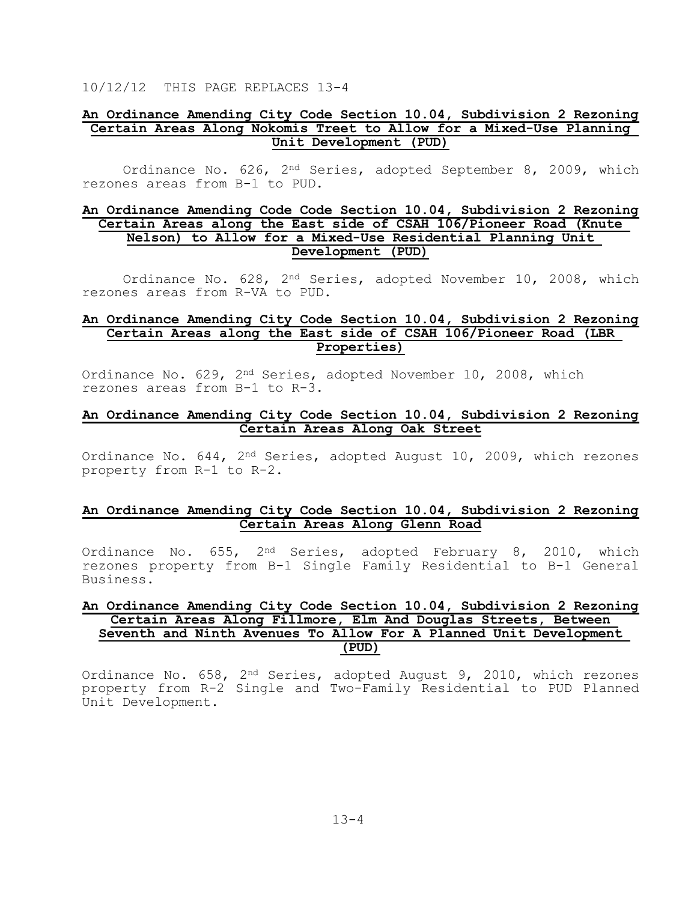10/12/12 THIS PAGE REPLACES 13-4

**An Ordinance Amending City Code Section 10.04, Subdivision 2 Rezoning Certain Areas Along Nokomis Treet to Allow for a Mixed-Use Planning Unit Development (PUD)**

Ordinance No. 626, 2nd Series, adopted September 8, 2009, which rezones areas from B-1 to PUD.

**An Ordinance Amending Code Code Section 10.04, Subdivision 2 Rezoning Certain Areas along the East side of CSAH 106/Pioneer Road (Knute Nelson) to Allow for a Mixed-Use Residential Planning Unit Development (PUD)**

Ordinance No. 628, 2nd Series, adopted November 10, 2008, which rezones areas from R-VA to PUD.

**An Ordinance Amending City Code Section 10.04, Subdivision 2 Rezoning Certain Areas along the East side of CSAH 106/Pioneer Road (LBR Properties)**

Ordinance No. 629, 2nd Series, adopted November 10, 2008, which rezones areas from B-1 to R-3.

**An Ordinance Amending City Code Section 10.04, Subdivision 2 Rezoning Certain Areas Along Oak Street**

Ordinance No. 644, 2nd Series, adopted August 10, 2009, which rezones property from R-1 to R-2.

**An Ordinance Amending City Code Section 10.04, Subdivision 2 Rezoning Certain Areas Along Glenn Road**

Ordinance No. 655, 2nd Series, adopted February 8, 2010, which rezones property from B-1 Single Family Residential to B-1 General Business.

**An Ordinance Amending City Code Section 10.04, Subdivision 2 Rezoning Certain Areas Along Fillmore, Elm And Douglas Streets, Between Seventh and Ninth Avenues To Allow For A Planned Unit Development (PUD)**

Ordinance No. 658, 2nd Series, adopted August 9, 2010, which rezones property from R-2 Single and Two-Family Residential to PUD Planned Unit Development.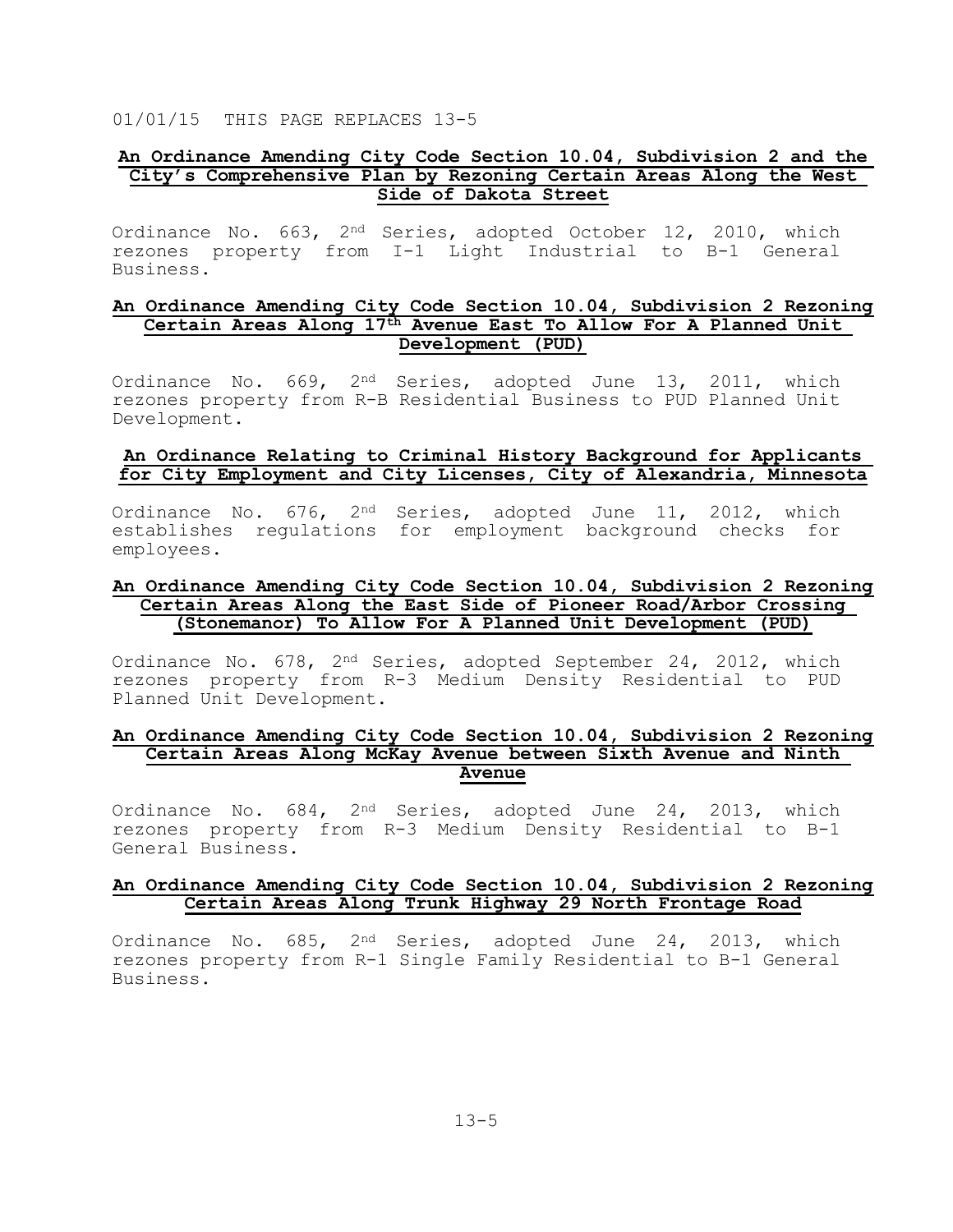01/01/15 THIS PAGE REPLACES 13-5

**An Ordinance Amending City Code Section 10.04, Subdivision 2 and the City's Comprehensive Plan by Rezoning Certain Areas Along the West Side of Dakota Street**

Ordinance No. 663, 2nd Series, adopted October 12, 2010, which rezones property from I-1 Light Industrial to B-1 General Business.

**An Ordinance Amending City Code Section 10.04, Subdivision 2 Rezoning Certain Areas Along 17th Avenue East To Allow For A Planned Unit Development (PUD)**

Ordinance No. 669, 2nd Series, adopted June 13, 2011, which rezones property from R-B Residential Business to PUD Planned Unit Development.

**An Ordinance Relating to Criminal History Background for Applicants for City Employment and City Licenses, City of Alexandria, Minnesota**

Ordinance No. 676, 2nd Series, adopted June 11, 2012, which establishes regulations for employment background checks for employees.

**An Ordinance Amending City Code Section 10.04, Subdivision 2 Rezoning Certain Areas Along the East Side of Pioneer Road/Arbor Crossing (Stonemanor) To Allow For A Planned Unit Development (PUD)**

Ordinance No. 678, 2nd Series, adopted September 24, 2012, which rezones property from R-3 Medium Density Residential to PUD Planned Unit Development.

**An Ordinance Amending City Code Section 10.04, Subdivision 2 Rezoning Certain Areas Along McKay Avenue between Sixth Avenue and Ninth Avenue**

Ordinance No. 684, 2nd Series, adopted June 24, 2013, which rezones property from R-3 Medium Density Residential to B-1 General Business.

**An Ordinance Amending City Code Section 10.04, Subdivision 2 Rezoning Certain Areas Along Trunk Highway 29 North Frontage Road**

Ordinance No. 685, 2nd Series, adopted June 24, 2013, which rezones property from R-1 Single Family Residential to B-1 General Business.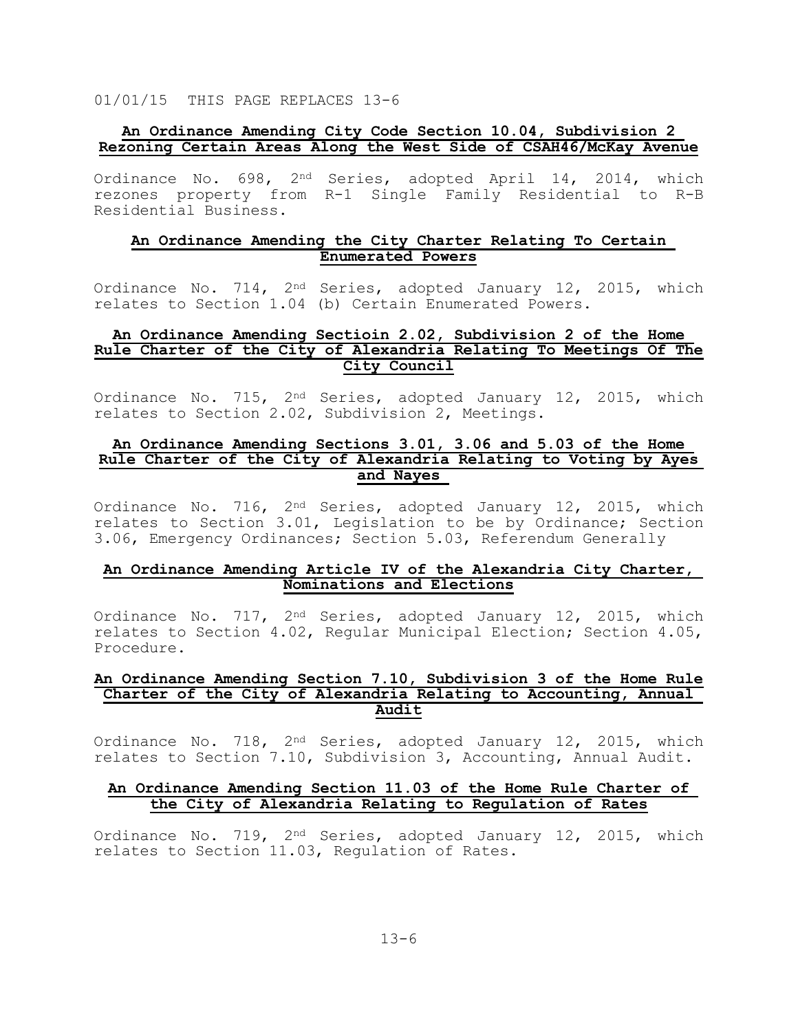01/01/15 THIS PAGE REPLACES 13-6

**An Ordinance Amending City Code Section 10.04, Subdivision 2 Rezoning Certain Areas Along the West Side of CSAH46/McKay Avenue**

Ordinance No. 698, 2nd Series, adopted April 14, 2014, which rezones property from R-1 Single Family Residential to R-B Residential Business.

**An Ordinance Amending the City Charter Relating To Certain Enumerated Powers**

Ordinance No. 714, 2nd Series, adopted January 12, 2015, which relates to Section 1.04 (b) Certain Enumerated Powers.

**An Ordinance Amending Sectioin 2.02, Subdivision 2 of the Home Rule Charter of the City of Alexandria Relating To Meetings Of The City Council**

Ordinance No. 715, 2nd Series, adopted January 12, 2015, which relates to Section 2.02, Subdivision 2, Meetings.

**An Ordinance Amending Sections 3.01, 3.06 and 5.03 of the Home Rule Charter of the City of Alexandria Relating to Voting by Ayes and Nayes**

Ordinance No. 716, 2nd Series, adopted January 12, 2015, which relates to Section 3.01, Legislation to be by Ordinance; Section 3.06, Emergency Ordinances; Section 5.03, Referendum Generally

**An Ordinance Amending Article IV of the Alexandria City Charter, Nominations and Elections**

Ordinance No. 717, 2nd Series, adopted January 12, 2015, which relates to Section 4.02, Regular Municipal Election; Section 4.05, Procedure.

**An Ordinance Amending Section 7.10, Subdivision 3 of the Home Rule Charter of the City of Alexandria Relating to Accounting, Annual Audit**

Ordinance No. 718, 2nd Series, adopted January 12, 2015, which relates to Section 7.10, Subdivision 3, Accounting, Annual Audit.

**An Ordinance Amending Section 11.03 of the Home Rule Charter of the City of Alexandria Relating to Regulation of Rates**

Ordinance No. 719, 2nd Series, adopted January 12, 2015, which relates to Section 11.03, Regulation of Rates.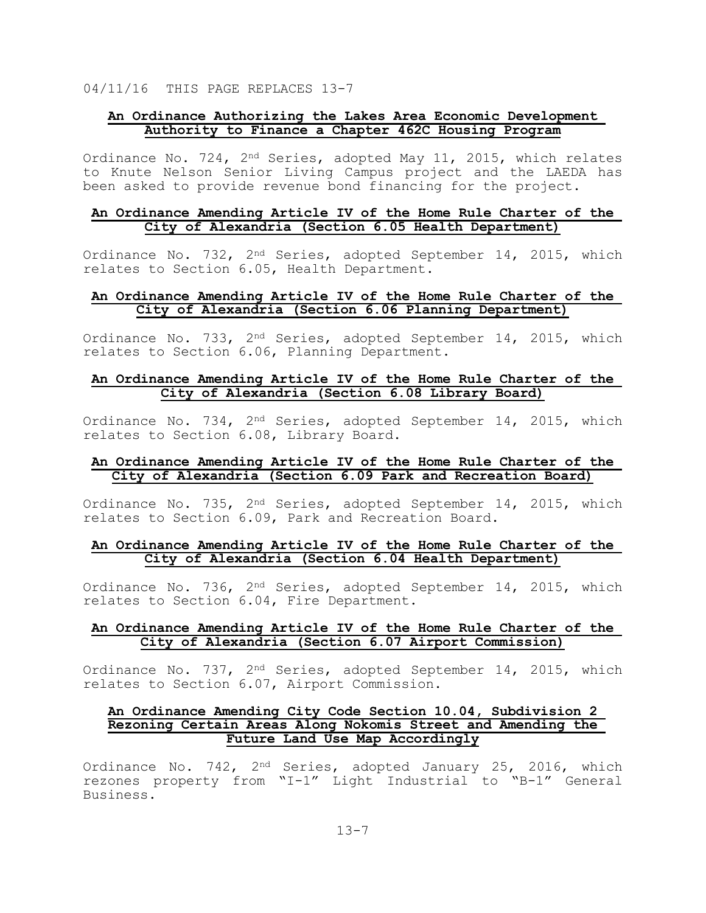04/11/16 THIS PAGE REPLACES 13-7

**An Ordinance Authorizing the Lakes Area Economic Development Authority to Finance a Chapter 462C Housing Program**

Ordinance No. 724, 2nd Series, adopted May 11, 2015, which relates to Knute Nelson Senior Living Campus project and the LAEDA has been asked to provide revenue bond financing for the project.

**An Ordinance Amending Article IV of the Home Rule Charter of the City of Alexandria (Section 6.05 Health Department)**

Ordinance No. 732, 2nd Series, adopted September 14, 2015, which relates to Section 6.05, Health Department.

**An Ordinance Amending Article IV of the Home Rule Charter of the City of Alexandria (Section 6.06 Planning Department)**

Ordinance No. 733, 2nd Series, adopted September 14, 2015, which relates to Section 6.06, Planning Department.

**An Ordinance Amending Article IV of the Home Rule Charter of the City of Alexandria (Section 6.08 Library Board)**

Ordinance No. 734, 2nd Series, adopted September 14, 2015, which relates to Section 6.08, Library Board.

**An Ordinance Amending Article IV of the Home Rule Charter of the City of Alexandria (Section 6.09 Park and Recreation Board)**

Ordinance No. 735, 2nd Series, adopted September 14, 2015, which relates to Section 6.09, Park and Recreation Board.

**An Ordinance Amending Article IV of the Home Rule Charter of the City of Alexandria (Section 6.04 Health Department)**

Ordinance No. 736, 2nd Series, adopted September 14, 2015, which relates to Section 6.04, Fire Department.

**An Ordinance Amending Article IV of the Home Rule Charter of the City of Alexandria (Section 6.07 Airport Commission)**

Ordinance No. 737, 2nd Series, adopted September 14, 2015, which relates to Section 6.07, Airport Commission.

**An Ordinance Amending City Code Section 10.04, Subdivision 2 Rezoning Certain Areas Along Nokomis Street and Amending the Future Land Use Map Accordingly**

Ordinance No. 742, 2nd Series, adopted January 25, 2016, which rezones property from "I-1" Light Industrial to "B-1" General Business.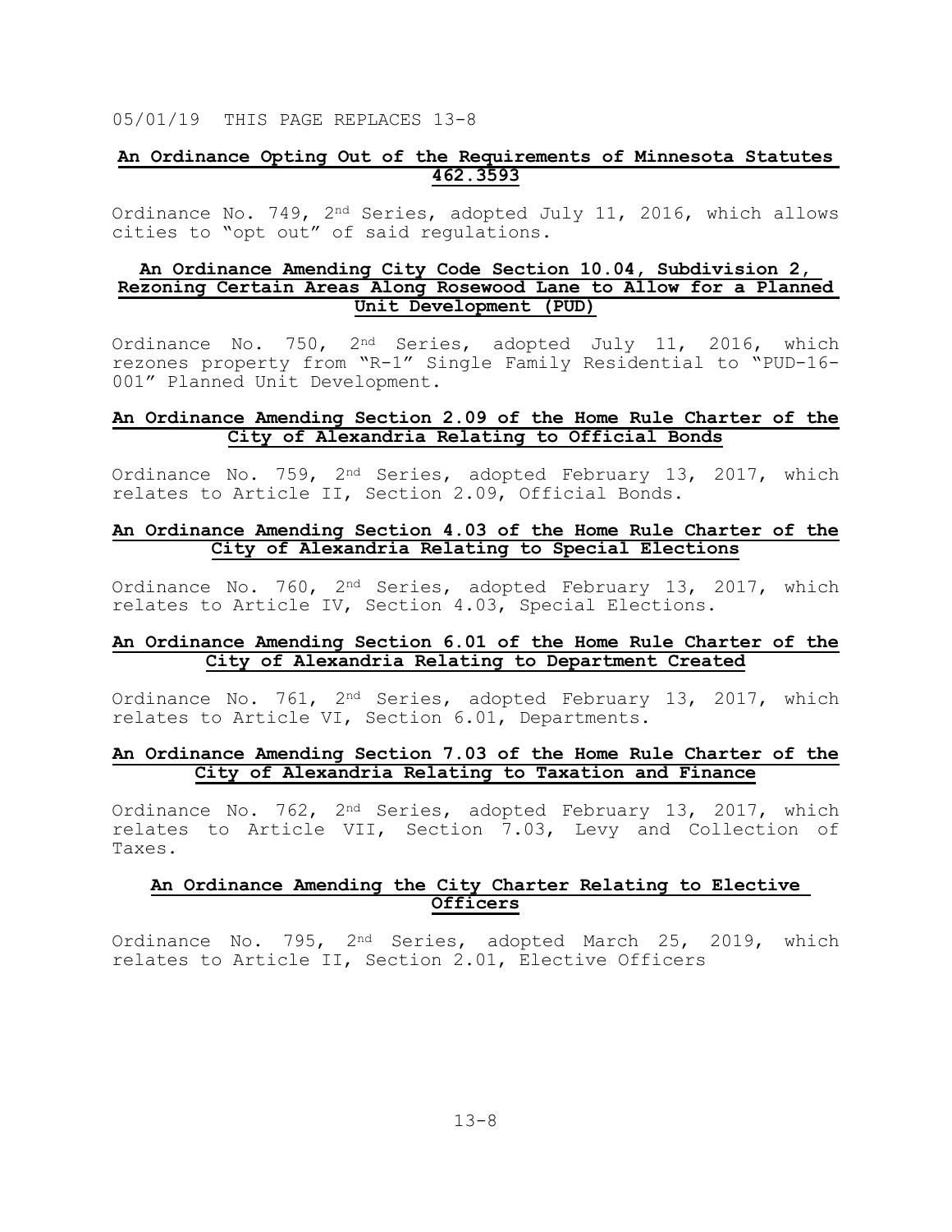05/01/19 THIS PAGE REPLACES 13-8

**An Ordinance Opting Out of the Requirements of Minnesota Statutes 462.3593**

Ordinance No. 749, 2nd Series, adopted July 11, 2016, which allows cities to "opt out" of said regulations.

**An Ordinance Amending City Code Section 10.04, Subdivision 2, Rezoning Certain Areas Along Rosewood Lane to Allow for a Planned Unit Development (PUD)**

Ordinance No. 750, 2nd Series, adopted July 11, 2016, which rezones property from "R-1" Single Family Residential to "PUD-16-001" Planned Unit Development.

**An Ordinance Amending Section 2.09 of the Home Rule Charter of the City of Alexandria Relating to Official Bonds**

Ordinance No. 759, 2nd Series, adopted February 13, 2017, which relates to Article II, Section 2.09, Official Bonds.

**An Ordinance Amending Section 4.03 of the Home Rule Charter of the City of Alexandria Relating to Special Elections**

Ordinance No. 760, 2nd Series, adopted February 13, 2017, which relates to Article IV, Section 4.03, Special Elections.

**An Ordinance Amending Section 6.01 of the Home Rule Charter of the City of Alexandria Relating to Department Created**

Ordinance No. 761, 2nd Series, adopted February 13, 2017, which relates to Article VI, Section 6.01, Departments.

**An Ordinance Amending Section 7.03 of the Home Rule Charter of the City of Alexandria Relating to Taxation and Finance**

Ordinance No. 762, 2nd Series, adopted February 13, 2017, which relates to Article VII, Section 7.03, Levy and Collection of Taxes.

**An Ordinance Amending the City Charter Relating to Elective Officers**

Ordinance No. 795, 2nd Series, adopted March 25, 2019, which relates to Article II, Section 2.01, Elective Officers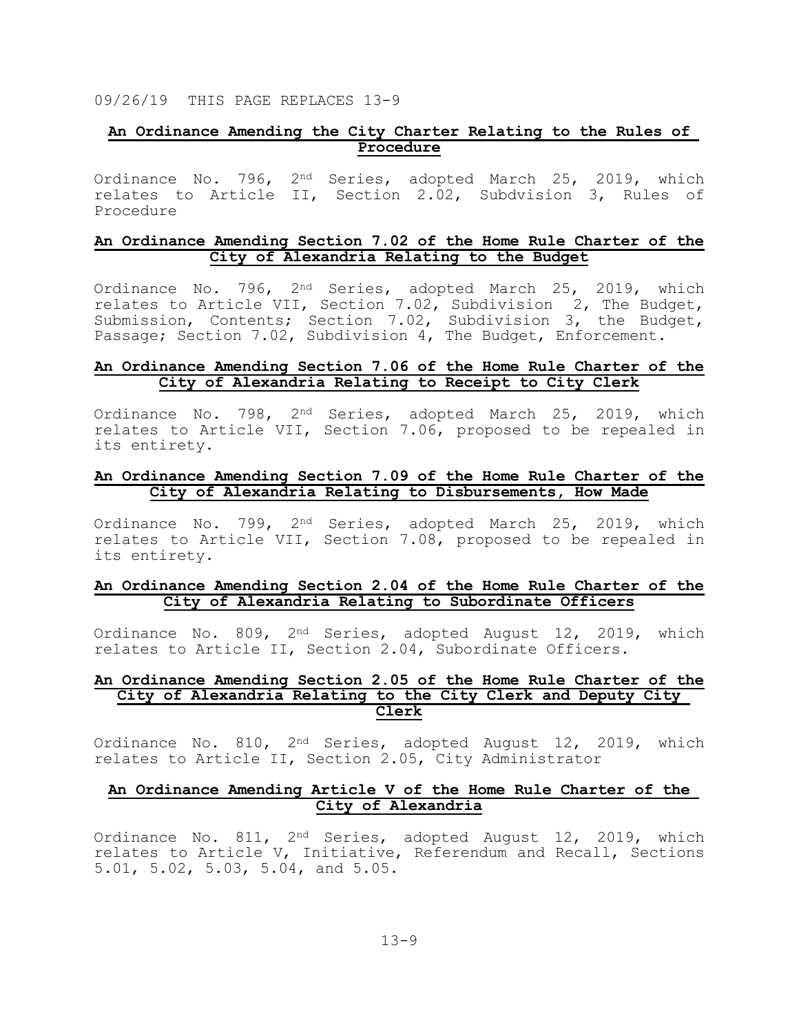09/26/19 THIS PAGE REPLACES 13-9

**An Ordinance Amending the City Charter Relating to the Rules of Procedure**

Ordinance No. 796, 2nd Series, adopted March 25, 2019, which relates to Article II, Section 2.02, Subdvision 3, Rules of Procedure

**An Ordinance Amending Section 7.02 of the Home Rule Charter of the City of Alexandria Relating to the Budget**

Ordinance No. 796, 2nd Series, adopted March 25, 2019, which relates to Article VII, Section 7.02, Subdivision 2, The Budget, Submission, Contents; Section 7.02, Subdivision 3, the Budget, Passage; Section 7.02, Subdivision 4, The Budget, Enforcement.

**An Ordinance Amending Section 7.06 of the Home Rule Charter of the City of Alexandria Relating to Receipt to City Clerk**

Ordinance No. 798, 2nd Series, adopted March 25, 2019, which relates to Article VII, Section 7.06, proposed to be repealed in its entirety.

**An Ordinance Amending Section 7.09 of the Home Rule Charter of the City of Alexandria Relating to Disbursements, How Made**

Ordinance No. 799, 2nd Series, adopted March 25, 2019, which relates to Article VII, Section 7.08, proposed to be repealed in its entirety.

**An Ordinance Amending Section 2.04 of the Home Rule Charter of the City of Alexandria Relating to Subordinate Officers**

Ordinance No. 809, 2nd Series, adopted August 12, 2019, which relates to Article II, Section 2.04, Subordinate Officers.

**An Ordinance Amending Section 2.05 of the Home Rule Charter of the City of Alexandria Relating to the City Clerk and Deputy City Clerk**

Ordinance No. 810, 2nd Series, adopted August 12, 2019, which relates to Article II, Section 2.05, City Administrator

**An Ordinance Amending Article V of the Home Rule Charter of the City of Alexandria**

Ordinance No. 811, 2nd Series, adopted August 12, 2019, which relates to Article V, Initiative, Referendum and Recall, Sections 5.01, 5.02, 5.03, 5.04, and 5.05.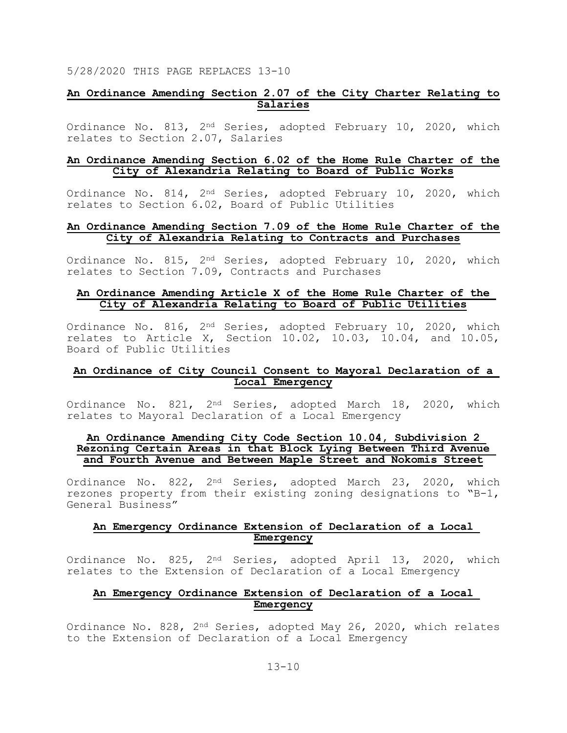5/28/2020 THIS PAGE REPLACES 13-10

**An Ordinance Amending Section 2.07 of the City Charter Relating to Salaries**

Ordinance No. 813, 2nd Series, adopted February 10, 2020, which relates to Section 2.07, Salaries

**An Ordinance Amending Section 6.02 of the Home Rule Charter of the City of Alexandria Relating to Board of Public Works**

Ordinance No. 814, 2nd Series, adopted February 10, 2020, which relates to Section 6.02, Board of Public Utilities

**An Ordinance Amending Section 7.09 of the Home Rule Charter of the City of Alexandria Relating to Contracts and Purchases**

Ordinance No. 815, 2nd Series, adopted February 10, 2020, which relates to Section 7.09, Contracts and Purchases

**An Ordinance Amending Article X of the Home Rule Charter of the City of Alexandria Relating to Board of Public Utilities**

Ordinance No. 816, 2nd Series, adopted February 10, 2020, which relates to Article X, Section 10.02, 10.03, 10.04, and 10.05, Board of Public Utilities

**An Ordinance of City Council Consent to Mayoral Declaration of a Local Emergency**

Ordinance No. 821, 2nd Series, adopted March 18, 2020, which relates to Mayoral Declaration of a Local Emergency

**An Ordinance Amending City Code Section 10.04, Subdivision 2 Rezoning Certain Areas in that Block Lying Between Third Avenue and Fourth Avenue and Between Maple Street and Nokomis Street**

Ordinance No. 822, 2nd Series, adopted March 23, 2020, which rezones property from their existing zoning designations to "B-1, General Business"

**An Emergency Ordinance Extension of Declaration of a Local Emergency**

Ordinance No. 825, 2nd Series, adopted April 13, 2020, which relates to the Extension of Declaration of a Local Emergency

**An Emergency Ordinance Extension of Declaration of a Local Emergency**

Ordinance No. 828, 2nd Series, adopted May 26, 2020, which relates to the Extension of Declaration of a Local Emergency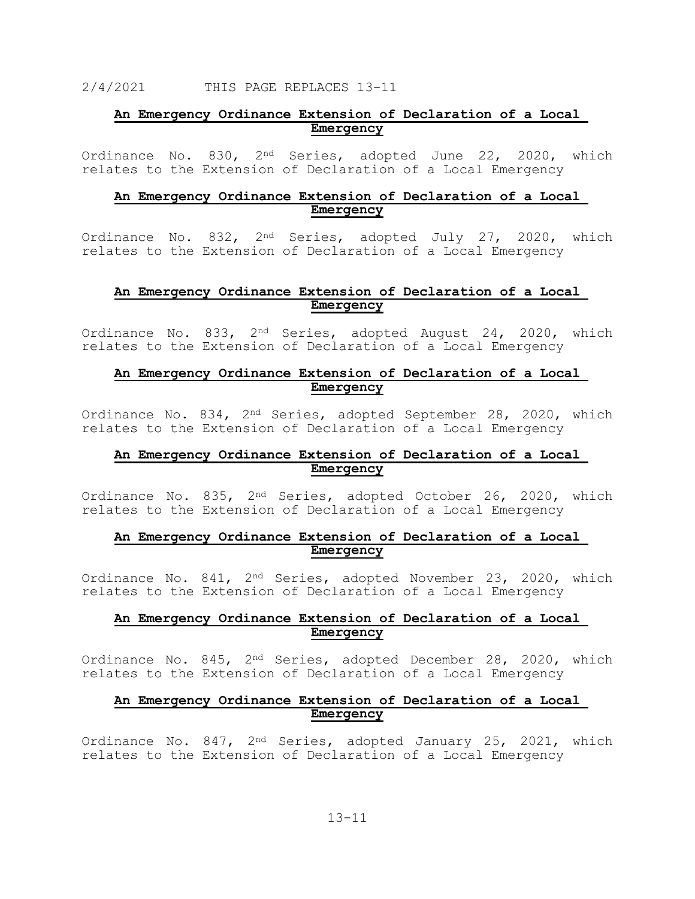2/4/2021 THIS PAGE REPLACES 13-11

**An Emergency Ordinance Extension of Declaration of a Local Emergency**

Ordinance No. 830, 2nd Series, adopted June 22, 2020, which relates to the Extension of Declaration of a Local Emergency

**An Emergency Ordinance Extension of Declaration of a Local Emergency**

Ordinance No. 832, 2nd Series, adopted July 27, 2020, which relates to the Extension of Declaration of a Local Emergency

**An Emergency Ordinance Extension of Declaration of a Local Emergency**

Ordinance No. 833, 2nd Series, adopted August 24, 2020, which relates to the Extension of Declaration of a Local Emergency

**An Emergency Ordinance Extension of Declaration of a Local Emergency**

Ordinance No. 834, 2nd Series, adopted September 28, 2020, which relates to the Extension of Declaration of a Local Emergency

**An Emergency Ordinance Extension of Declaration of a Local Emergency**

Ordinance No. 835, 2nd Series, adopted October 26, 2020, which relates to the Extension of Declaration of a Local Emergency

**An Emergency Ordinance Extension of Declaration of a Local Emergency**

Ordinance No. 841, 2nd Series, adopted November 23, 2020, which relates to the Extension of Declaration of a Local Emergency

**An Emergency Ordinance Extension of Declaration of a Local Emergency**

Ordinance No. 845, 2nd Series, adopted December 28, 2020, which relates to the Extension of Declaration of a Local Emergency

**An Emergency Ordinance Extension of Declaration of a Local Emergency**

Ordinance No. 847, 2nd Series, adopted January 25, 2021, which relates to the Extension of Declaration of a Local Emergency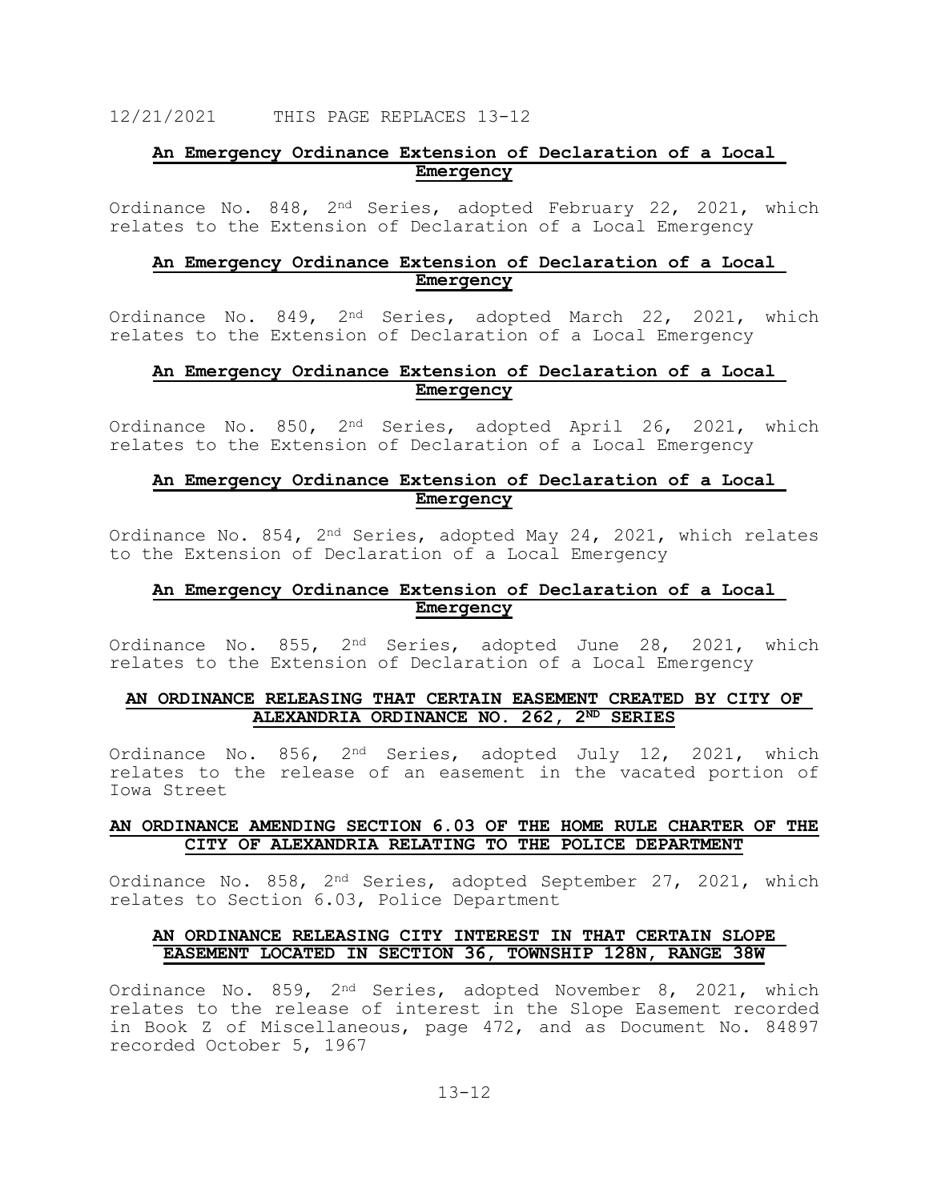12/21/2021 THIS PAGE REPLACES 13-12

**An Emergency Ordinance Extension of Declaration of a Local Emergency**

Ordinance No. 848, 2nd Series, adopted February 22, 2021, which relates to the Extension of Declaration of a Local Emergency

**An Emergency Ordinance Extension of Declaration of a Local Emergency**

Ordinance No. 849, 2nd Series, adopted March 22, 2021, which relates to the Extension of Declaration of a Local Emergency

**An Emergency Ordinance Extension of Declaration of a Local Emergency**

Ordinance No. 850, 2nd Series, adopted April 26, 2021, which relates to the Extension of Declaration of a Local Emergency

**An Emergency Ordinance Extension of Declaration of a Local Emergency**

Ordinance No. 854, 2nd Series, adopted May 24, 2021, which relates to the Extension of Declaration of a Local Emergency

**An Emergency Ordinance Extension of Declaration of a Local Emergency**

Ordinance No. 855, 2nd Series, adopted June 28, 2021, which relates to the Extension of Declaration of a Local Emergency

**AN ORDINANCE RELEASING THAT CERTAIN EASEMENT CREATED BY CITY OF ALEXANDRIA ORDINANCE NO. 262, 2ND SERIES**

Ordinance No. 856, 2nd Series, adopted July 12, 2021, which relates to the release of an easement in the vacated portion of Iowa Street

**AN ORDINANCE AMENDING SECTION 6.03 OF THE HOME RULE CHARTER OF THE CITY OF ALEXANDRIA RELATING TO THE POLICE DEPARTMENT**

Ordinance No. 858, 2nd Series, adopted September 27, 2021, which relates to Section 6.03, Police Department

**AN ORDINANCE RELEASING CITY INTEREST IN THAT CERTAIN SLOPE EASEMENT LOCATED IN SECTION 36, TOWNSHIP 128N, RANGE 38W**

Ordinance No. 859, 2nd Series, adopted November 8, 2021, which relates to the release of interest in the Slope Easement recorded in Book Z of Miscellaneous, page 472, and as Document No. 84897 recorded October 5, 1967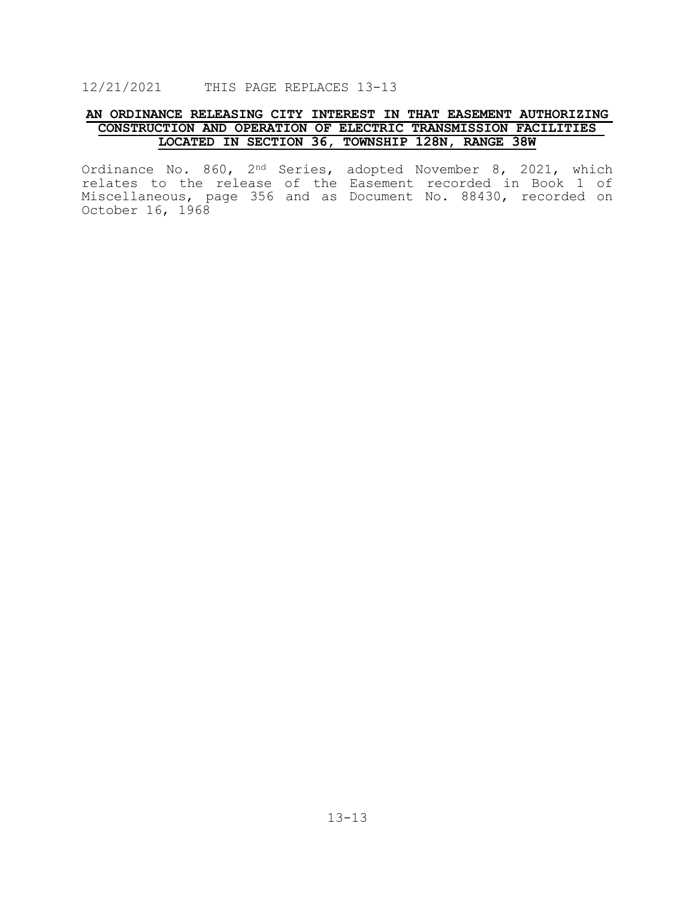12/21/2021 THIS PAGE REPLACES 13-13

**AN ORDINANCE RELEASING CITY INTEREST IN THAT EASEMENT AUTHORIZING CONSTRUCTION AND OPERATION OF ELECTRIC TRANSMISSION FACILITIES LOCATED IN SECTION 36, TOWNSHIP 128N, RANGE 38W**

Ordinance No. 860, 2nd Series, adopted November 8, 2021, which relates to the release of the Easement recorded in Book 1 of Miscellaneous, page 356 and as Document No. 88430, recorded on October 16, 1968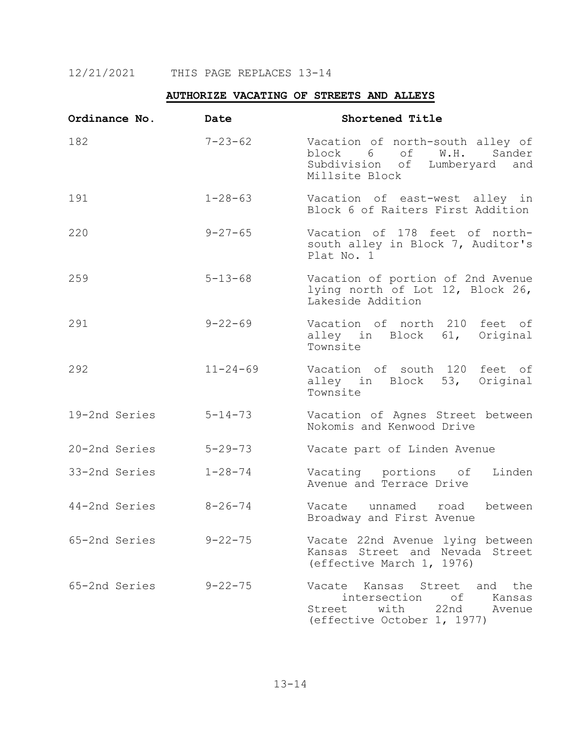12/21/2021 THIS PAGE REPLACES 13-14

## AUTHORIZE VACATING OF STREETS AND ALLEYS

| Ordinance No. | Date | Shortened Title |
|---|---|---|
| 182 | 7-23-62 | Vacation of north-south alley of block 6 of W.H. Sander Subdivision of Lumberyard and Millsite Block |
| 191 | 1-28-63 | Vacation of east-west alley in Block 6 of Raiters First Addition |
| 220 | 9-27-65 | Vacation of 178 feet of north-south alley in Block 7, Auditor's Plat No. 1 |
| 259 | 5-13-68 | Vacation of portion of 2nd Avenue lying north of Lot 12, Block 26, Lakeside Addition |
| 291 | 9-22-69 | Vacation of north 210 feet of alley in Block 61, Original Townsite |
| 292 | 11-24-69 | Vacation of south 120 feet of alley in Block 53, Original Townsite |
| 19-2nd Series | 5-14-73 | Vacation of Agnes Street between Nokomis and Kenwood Drive |
| 20-2nd Series | 5-29-73 | Vacate part of Linden Avenue |
| 33-2nd Series | 1-28-74 | Vacating portions of Linden Avenue and Terrace Drive |
| 44-2nd Series | 8-26-74 | Vacate unnamed road between Broadway and First Avenue |
| 65-2nd Series | 9-22-75 | Vacate 22nd Avenue lying between Kansas Street and Nevada Street (effective March 1, 1976) |
| 65-2nd Series | 9-22-75 | Vacate Kansas Street and the intersection of Kansas Street with 22nd Avenue (effective October 1, 1977) |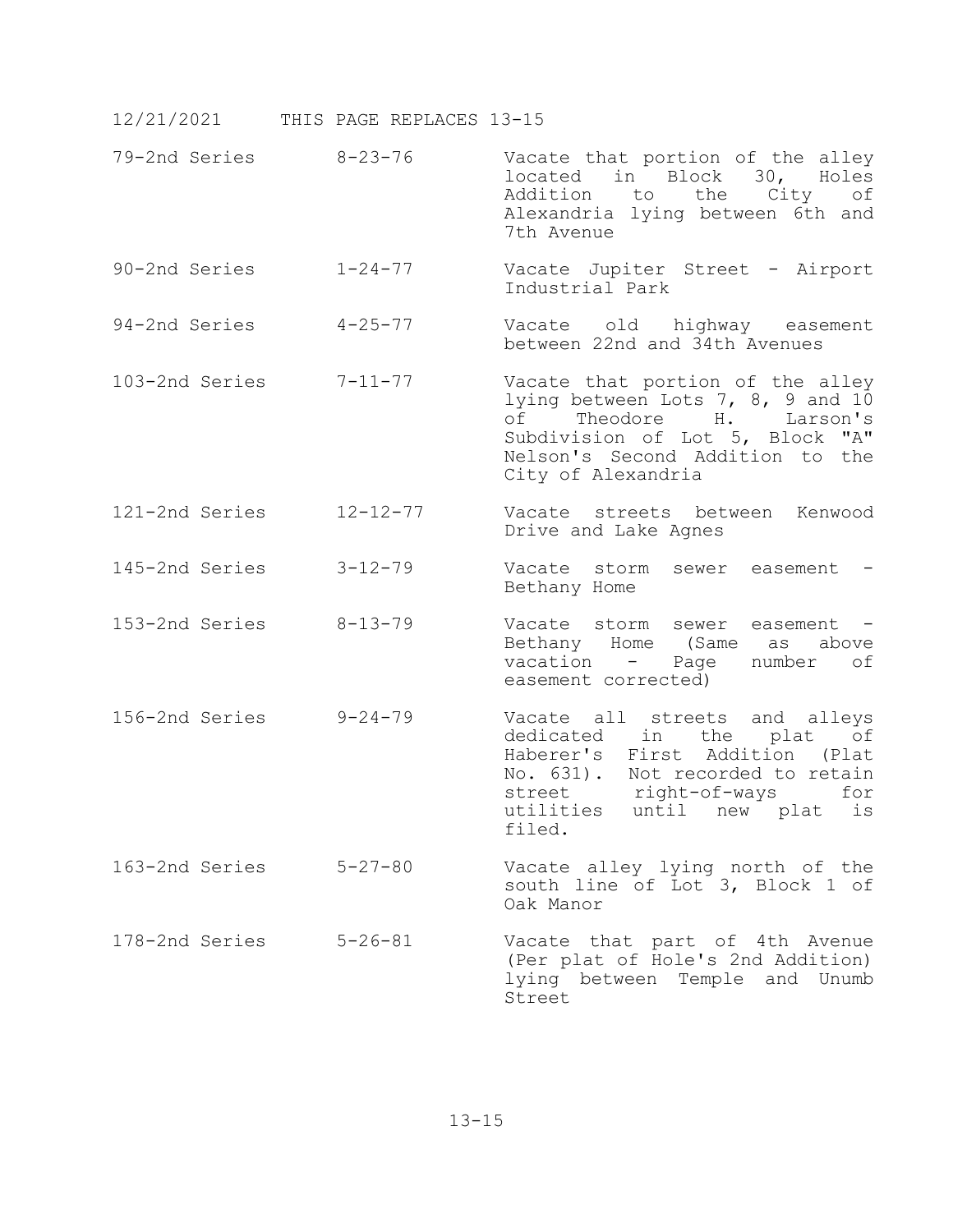12/21/2021 THIS PAGE REPLACES 13-15

| | | |
|---|---|---|
| 79-2nd Series | 8-23-76 | Vacate that portion of the alley located in Block 30, Holes Addition to the City of Alexandria lying between 6th and 7th Avenue |
| 90-2nd Series | 1-24-77 | Vacate Jupiter Street - Airport Industrial Park |
| 94-2nd Series | 4-25-77 | Vacate old highway easement between 22nd and 34th Avenues |
| 103-2nd Series | 7-11-77 | Vacate that portion of the alley lying between Lots 7, 8, 9 and 10 of Theodore H. Larson's Subdivision of Lot 5, Block "A" Nelson's Second Addition to the City of Alexandria |
| 121-2nd Series | 12-12-77 | Vacate streets between Kenwood Drive and Lake Agnes |
| 145-2nd Series | 3-12-79 | Vacate storm sewer easement - Bethany Home |
| 153-2nd Series | 8-13-79 | Vacate storm sewer easement - Bethany Home (Same as above vacation - Page number of easement corrected) |
| 156-2nd Series | 9-24-79 | Vacate all streets and alleys dedicated in the plat of Haberer's First Addition (Plat No. 631). Not recorded to retain street right-of-ways for utilities until new plat is filed. |
| 163-2nd Series | 5-27-80 | Vacate alley lying north of the south line of Lot 3, Block 1 of Oak Manor |
| 178-2nd Series | 5-26-81 | Vacate that part of 4th Avenue (Per plat of Hole's 2nd Addition) lying between Temple and Unumb Street |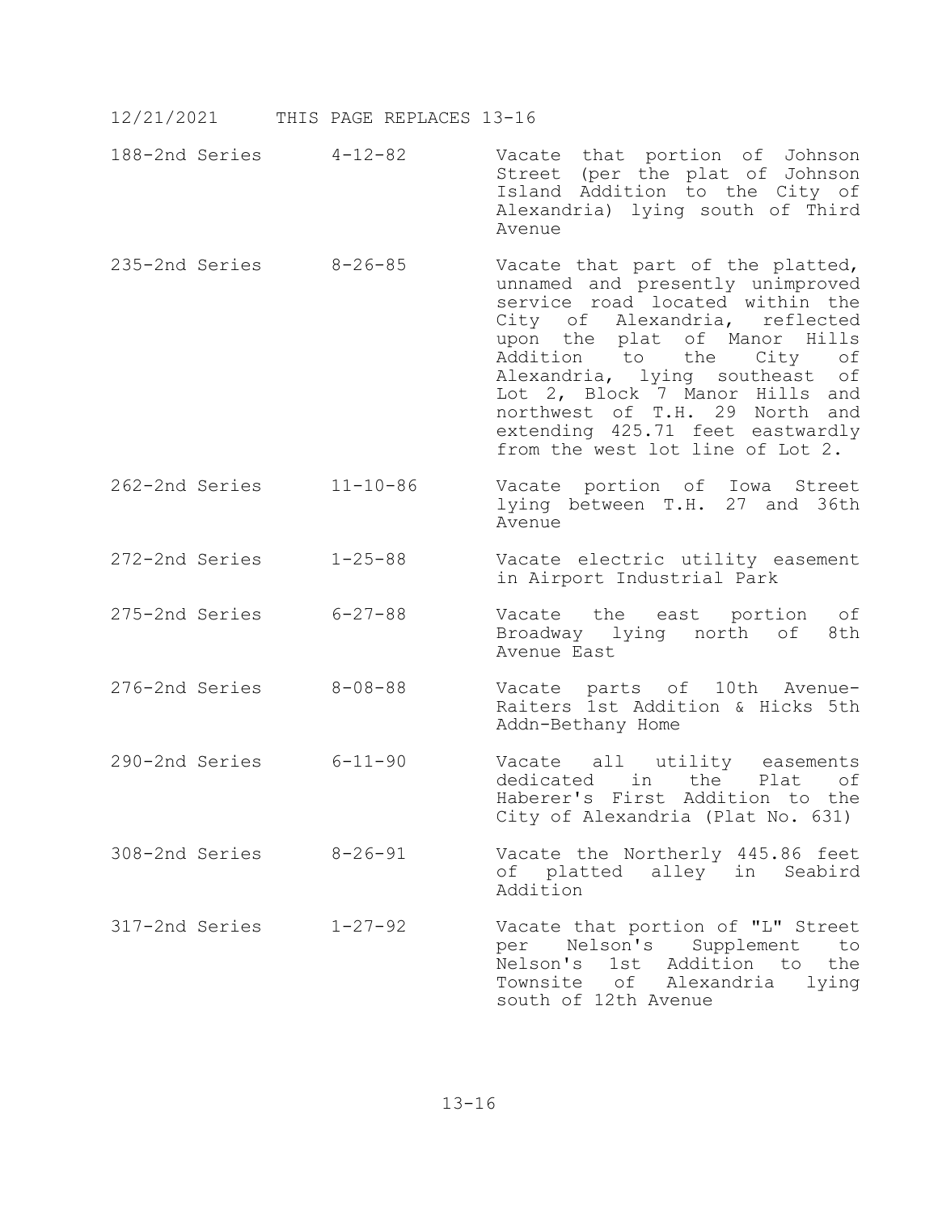12/21/2021 THIS PAGE REPLACES 13-16

| | | |
|---|---|---|
| 188-2nd Series | 4-12-82 | Vacate that portion of Johnson Street (per the plat of Johnson Island Addition to the City of Alexandria) lying south of Third Avenue |
| 235-2nd Series | 8-26-85 | Vacate that part of the platted, unnamed and presently unimproved service road located within the City of Alexandria, reflected upon the plat of Manor Hills Addition to the City of Alexandria, lying southeast of Lot 2, Block 7 Manor Hills and northwest of T.H. 29 North and extending 425.71 feet eastwardly from the west lot line of Lot 2. |
| 262-2nd Series | 11-10-86 | Vacate portion of Iowa Street lying between T.H. 27 and 36th Avenue |
| 272-2nd Series | 1-25-88 | Vacate electric utility easement in Airport Industrial Park |
| 275-2nd Series | 6-27-88 | Vacate the east portion of Broadway lying north of 8th Avenue East |
| 276-2nd Series | 8-08-88 | Vacate parts of 10th Avenue-Raiters 1st Addition & Hicks 5th Addn-Bethany Home |
| 290-2nd Series | 6-11-90 | Vacate all utility easements dedicated in the Plat of Haberer's First Addition to the City of Alexandria (Plat No. 631) |
| 308-2nd Series | 8-26-91 | Vacate the Northerly 445.86 feet of platted alley in Seabird Addition |
| 317-2nd Series | 1-27-92 | Vacate that portion of "L" Street per Nelson's Supplement to Nelson's 1st Addition to the Townsite of Alexandria lying south of 12th Avenue |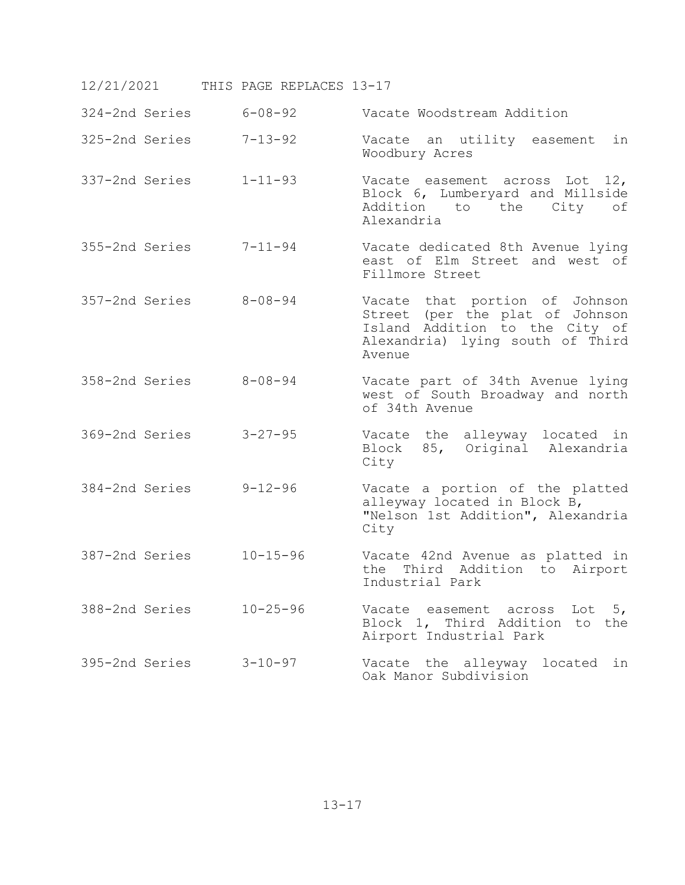12/21/2021 THIS PAGE REPLACES 13-17

| | | |
|---|---|---|
| 324-2nd Series | 6-08-92 | Vacate Woodstream Addition |
| 325-2nd Series | 7-13-92 | Vacate an utility easement in Woodbury Acres |
| 337-2nd Series | 1-11-93 | Vacate easement across Lot 12, Block 6, Lumberyard and Millside Addition to the City of Alexandria |
| 355-2nd Series | 7-11-94 | Vacate dedicated 8th Avenue lying east of Elm Street and west of Fillmore Street |
| 357-2nd Series | 8-08-94 | Vacate that portion of Johnson Street (per the plat of Johnson Island Addition to the City of Alexandria) lying south of Third Avenue |
| 358-2nd Series | 8-08-94 | Vacate part of 34th Avenue lying west of South Broadway and north of 34th Avenue |
| 369-2nd Series | 3-27-95 | Vacate the alleyway located in Block 85, Original Alexandria City |
| 384-2nd Series | 9-12-96 | Vacate a portion of the platted alleyway located in Block B, "Nelson 1st Addition", Alexandria City |
| 387-2nd Series | 10-15-96 | Vacate 42nd Avenue as platted in the Third Addition to Airport Industrial Park |
| 388-2nd Series | 10-25-96 | Vacate easement across Lot 5, Block 1, Third Addition to the Airport Industrial Park |
| 395-2nd Series | 3-10-97 | Vacate the alleyway located in Oak Manor Subdivision |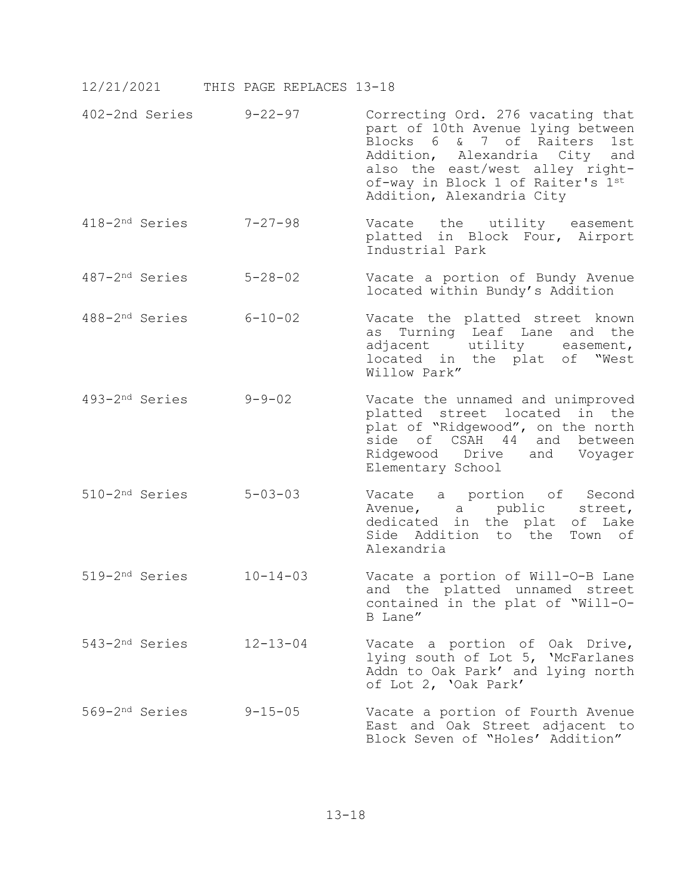12/21/2021 THIS PAGE REPLACES 13-18

| | | |
|---|---|---|
| 402-2nd Series | 9-22-97 | Correcting Ord. 276 vacating that part of 10th Avenue lying between Blocks 6 & 7 of Raiters 1st Addition, Alexandria City and also the east/west alley right-of-way in Block 1 of Raiter's 1st Addition, Alexandria City |
| 418-2nd Series | 7-27-98 | Vacate the utility easement platted in Block Four, Airport Industrial Park |
| 487-2nd Series | 5-28-02 | Vacate a portion of Bundy Avenue located within Bundy's Addition |
| 488-2nd Series | 6-10-02 | Vacate the platted street known as Turning Leaf Lane and the adjacent utility easement, located in the plat of "West Willow Park" |
| 493-2nd Series | 9-9-02 | Vacate the unnamed and unimproved platted street located in the plat of "Ridgewood", on the north side of CSAH 44 and between Ridgewood Drive and Voyager Elementary School |
| 510-2nd Series | 5-03-03 | Vacate a portion of Second Avenue, a public street, dedicated in the plat of Lake Side Addition to the Town of Alexandria |
| 519-2nd Series | 10-14-03 | Vacate a portion of Will-O-B Lane and the platted unnamed street contained in the plat of "Will-O-B Lane" |
| 543-2nd Series | 12-13-04 | Vacate a portion of Oak Drive, lying south of Lot 5, 'McFarlanes Addn to Oak Park' and lying north of Lot 2, 'Oak Park' |
| 569-2nd Series | 9-15-05 | Vacate a portion of Fourth Avenue East and Oak Street adjacent to Block Seven of "Holes' Addition" |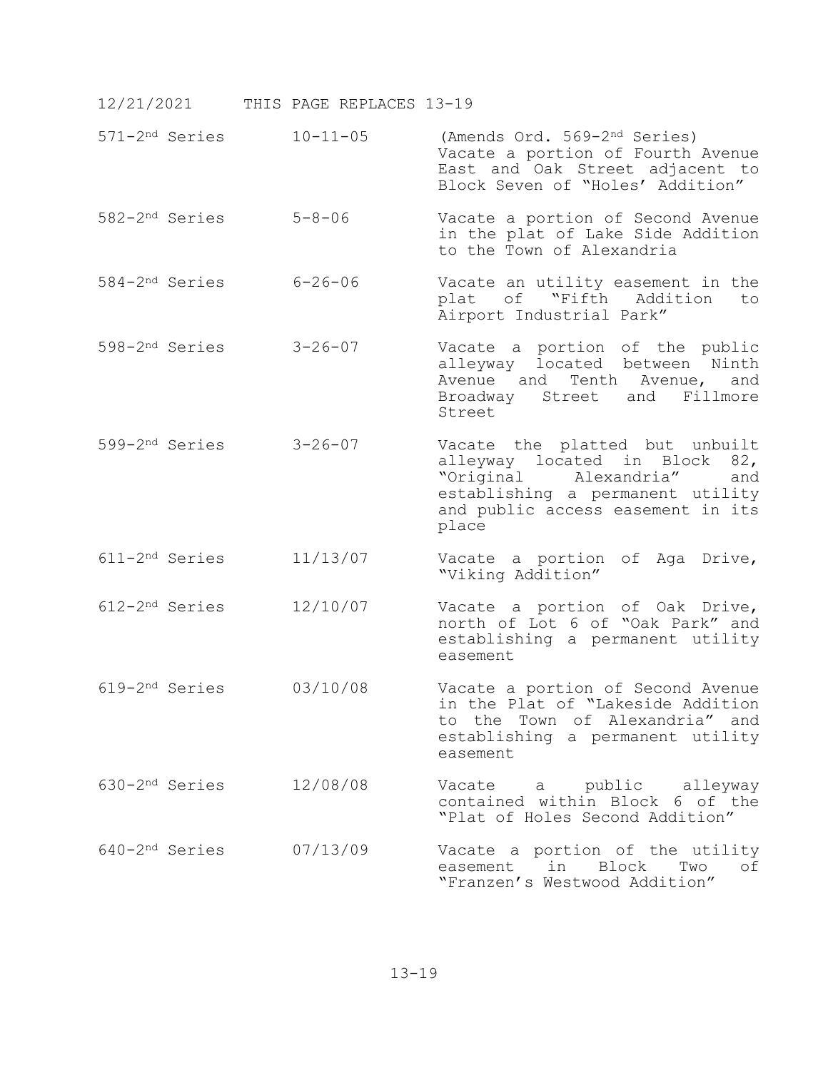12/21/2021 THIS PAGE REPLACES 13-19

| | | |
|---|---|---|
| 571-2nd Series | 10-11-05 | (Amends Ord. 569-2nd Series) Vacate a portion of Fourth Avenue East and Oak Street adjacent to Block Seven of "Holes' Addition" |
| 582-2nd Series | 5-8-06 | Vacate a portion of Second Avenue in the plat of Lake Side Addition to the Town of Alexandria |
| 584-2nd Series | 6-26-06 | Vacate an utility easement in the plat of "Fifth Addition to Airport Industrial Park" |
| 598-2nd Series | 3-26-07 | Vacate a portion of the public alleyway located between Ninth Avenue and Tenth Avenue, and Broadway Street and Fillmore Street |
| 599-2nd Series | 3-26-07 | Vacate the platted but unbuilt alleyway located in Block 82, "Original Alexandria" and establishing a permanent utility and public access easement in its place |
| 611-2nd Series | 11/13/07 | Vacate a portion of Aga Drive, "Viking Addition" |
| 612-2nd Series | 12/10/07 | Vacate a portion of Oak Drive, north of Lot 6 of "Oak Park" and establishing a permanent utility easement |
| 619-2nd Series | 03/10/08 | Vacate a portion of Second Avenue in the Plat of "Lakeside Addition to the Town of Alexandria" and establishing a permanent utility easement |
| 630-2nd Series | 12/08/08 | Vacate a public alleyway contained within Block 6 of the "Plat of Holes Second Addition" |
| 640-2nd Series | 07/13/09 | Vacate a portion of the utility easement in Block Two of "Franzen's Westwood Addition" |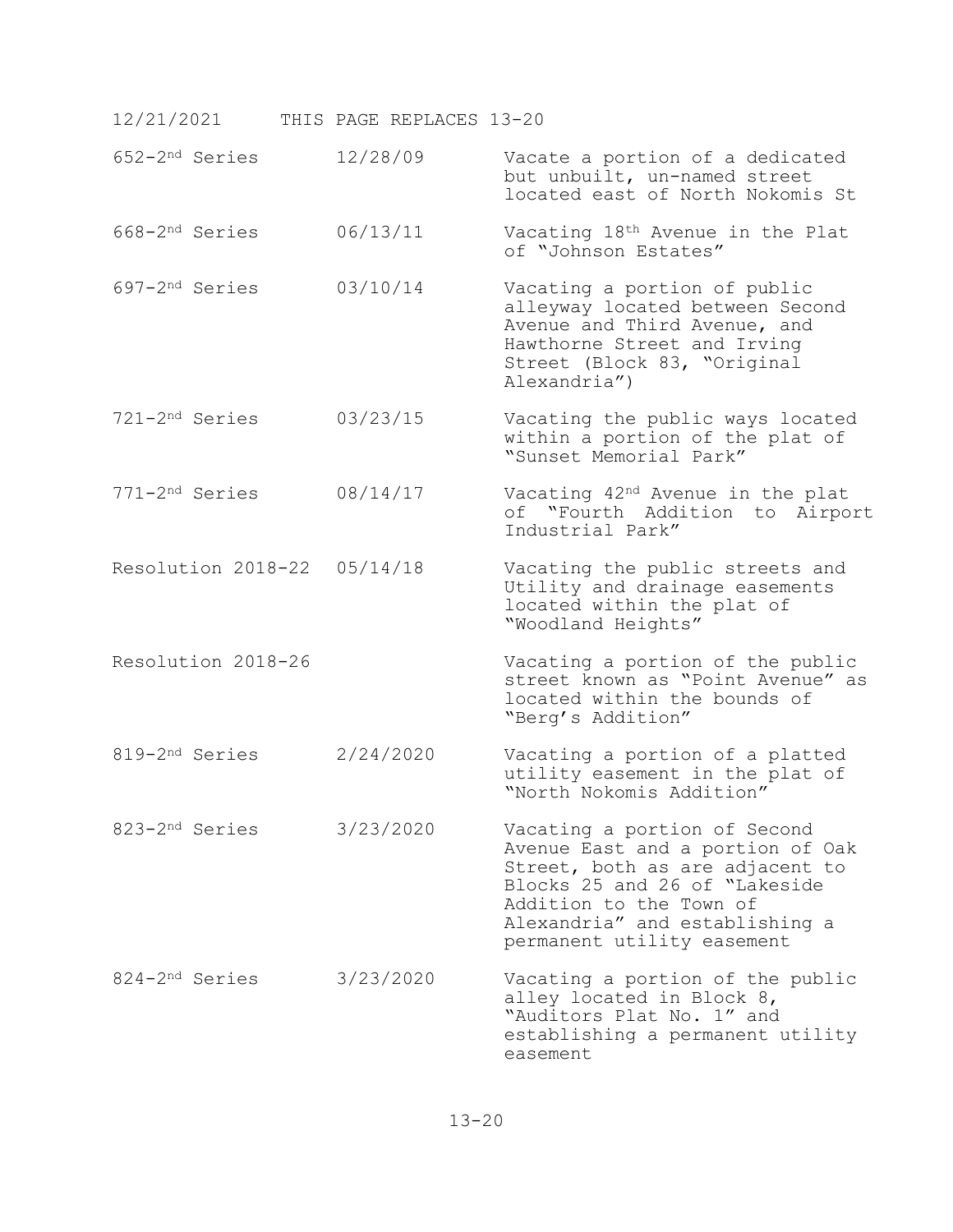12/21/2021 THIS PAGE REPLACES 13-20

| | | |
|---|---|---|
| 652-2nd Series | 12/28/09 | Vacate a portion of a dedicated but unbuilt, un-named street located east of North Nokomis St |
| 668-2nd Series | 06/13/11 | Vacating 18th Avenue in the Plat of "Johnson Estates" |
| 697-2nd Series | 03/10/14 | Vacating a portion of public alleyway located between Second Avenue and Third Avenue, and Hawthorne Street and Irving Street (Block 83, "Original Alexandria") |
| 721-2nd Series | 03/23/15 | Vacating the public ways located within a portion of the plat of "Sunset Memorial Park" |
| 771-2nd Series | 08/14/17 | Vacating 42nd Avenue in the plat of "Fourth Addition to Airport Industrial Park" |
| Resolution 2018-22 | 05/14/18 | Vacating the public streets and Utility and drainage easements located within the plat of "Woodland Heights" |
| Resolution 2018-26 | | Vacating a portion of the public street known as "Point Avenue" as located within the bounds of "Berg's Addition" |
| 819-2nd Series | 2/24/2020 | Vacating a portion of a platted utility easement in the plat of "North Nokomis Addition" |
| 823-2nd Series | 3/23/2020 | Vacating a portion of Second Avenue East and a portion of Oak Street, both as are adjacent to Blocks 25 and 26 of "Lakeside Addition to the Town of Alexandria" and establishing a permanent utility easement |
| 824-2nd Series | 3/23/2020 | Vacating a portion of the public alley located in Block 8, "Auditors Plat No. 1" and establishing a permanent utility easement |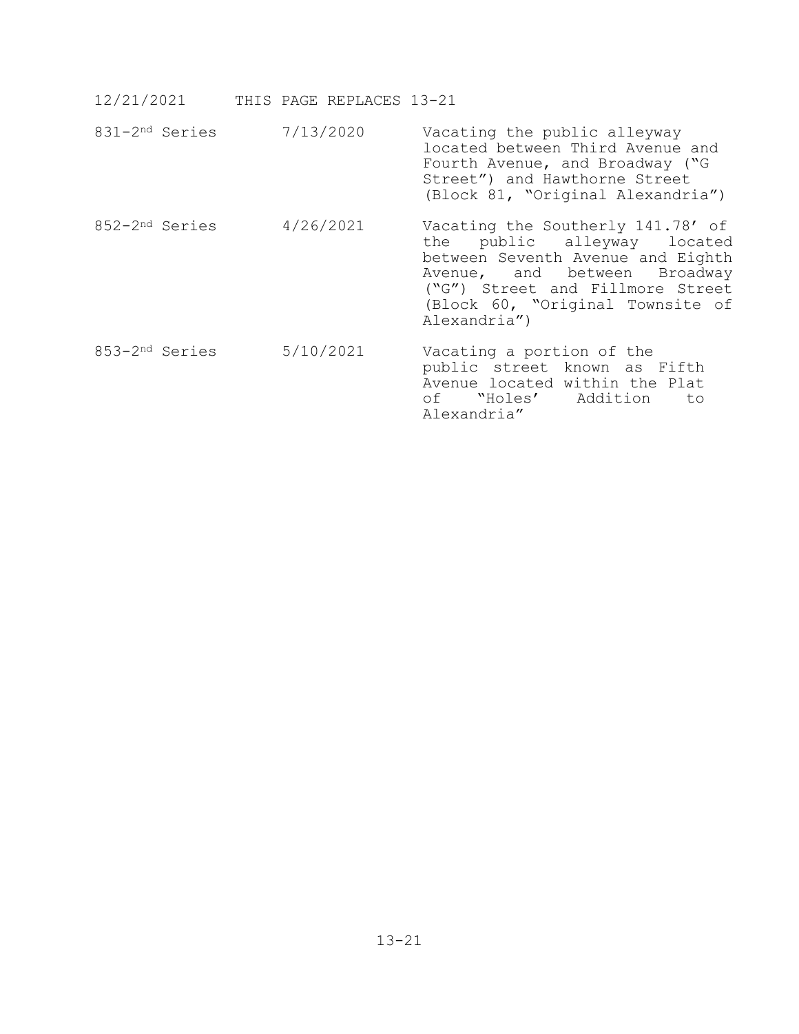12/21/2021 THIS PAGE REPLACES 13-21

| | | |
|---|---|---|
| 831-2nd Series | 7/13/2020 | Vacating the public alleyway located between Third Avenue and Fourth Avenue, and Broadway ("G Street") and Hawthorne Street (Block 81, "Original Alexandria") |
| 852-2nd Series | 4/26/2021 | Vacating the Southerly 141.78' of the public alleyway located between Seventh Avenue and Eighth Avenue, and between Broadway ("G") Street and Fillmore Street (Block 60, "Original Townsite of Alexandria") |
| 853-2nd Series | 5/10/2021 | Vacating a portion of the public street known as Fifth Avenue located within the Plat of "Holes' Addition to Alexandria" |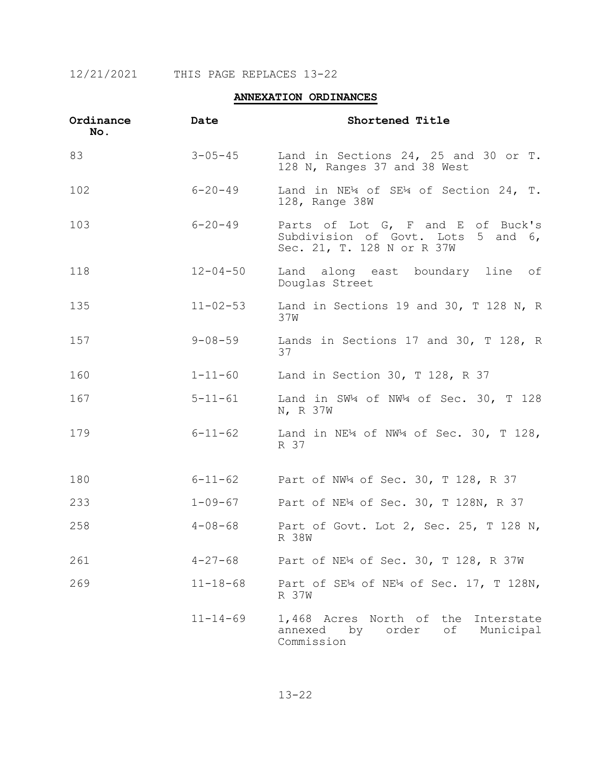12/21/2021 THIS PAGE REPLACES 13-22

## ANNEXATION ORDINANCES

| Ordinance No. | Date | Shortened Title |
|---|---|---|
| 83 | 3-05-45 | Land in Sections 24, 25 and 30 or T. 128 N, Ranges 37 and 38 West |
| 102 | 6-20-49 | Land in NE¼ of SE¼ of Section 24, T. 128, Range 38W |
| 103 | 6-20-49 | Parts of Lot G, F and E of Buck's Subdivision of Govt. Lots 5 and 6, Sec. 21, T. 128 N or R 37W |
| 118 | 12-04-50 | Land along east boundary line of Douglas Street |
| 135 | 11-02-53 | Land in Sections 19 and 30, T 128 N, R 37W |
| 157 | 9-08-59 | Lands in Sections 17 and 30, T 128, R 37 |
| 160 | 1-11-60 | Land in Section 30, T 128, R 37 |
| 167 | 5-11-61 | Land in SW¼ of NW¼ of Sec. 30, T 128 N, R 37W |
| 179 | 6-11-62 | Land in NE¼ of NW¼ of Sec. 30, T 128, R 37 |
| 180 | 6-11-62 | Part of NW¼ of Sec. 30, T 128, R 37 |
| 233 | 1-09-67 | Part of NE¼ of Sec. 30, T 128N, R 37 |
| 258 | 4-08-68 | Part of Govt. Lot 2, Sec. 25, T 128 N, R 38W |
| 261 | 4-27-68 | Part of NE¼ of Sec. 30, T 128, R 37W |
| 269 | 11-18-68 | Part of SE¼ of NE¼ of Sec. 17, T 128N, R 37W |
| | 11-14-69 | 1,468 Acres North of the Interstate annexed by order of Municipal Commission |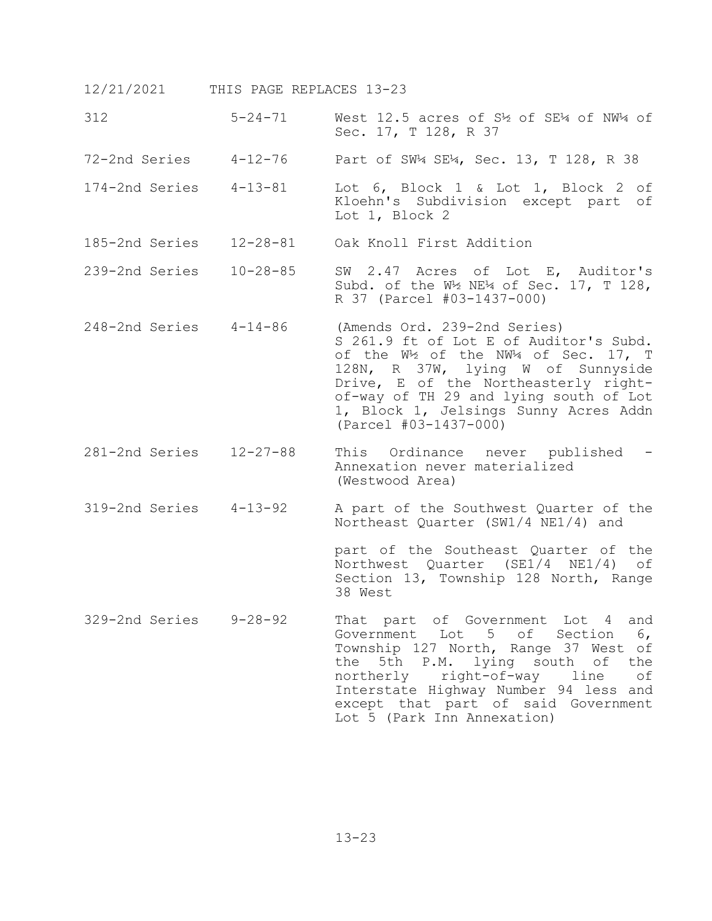12/21/2021 THIS PAGE REPLACES 13-23

| | | |
|---|---|---|
| 312 | 5-24-71 | West 12.5 acres of S½ of SE¼ of NW¼ of Sec. 17, T 128, R 37 |
| 72-2nd Series | 4-12-76 | Part of SW¼ SE¼, Sec. 13, T 128, R 38 |
| 174-2nd Series | 4-13-81 | Lot 6, Block 1 & Lot 1, Block 2 of Kloehn's Subdivision except part of Lot 1, Block 2 |
| 185-2nd Series | 12-28-81 | Oak Knoll First Addition |
| 239-2nd Series | 10-28-85 | SW 2.47 Acres of Lot E, Auditor's Subd. of the W½ NE¼ of Sec. 17, T 128, R 37 (Parcel #03-1437-000) |
| 248-2nd Series | 4-14-86 | (Amends Ord. 239-2nd Series) S 261.9 ft of Lot E of Auditor's Subd. of the W½ of the NW¼ of Sec. 17, T 128N, R 37W, lying W of Sunnyside Drive, E of the Northeasterly right-of-way of TH 29 and lying south of Lot 1, Block 1, Jelsings Sunny Acres Addn (Parcel #03-1437-000) |
| 281-2nd Series | 12-27-88 | This Ordinance never published - Annexation never materialized (Westwood Area) |
| 319-2nd Series | 4-13-92 | A part of the Southwest Quarter of the Northeast Quarter (SW1/4 NE1/4) and<br><br>part of the Southeast Quarter of the Northwest Quarter (SE1/4 NE1/4) of Section 13, Township 128 North, Range 38 West |
| 329-2nd Series | 9-28-92 | That part of Government Lot 4 and Government Lot 5 of Section 6, Township 127 North, Range 37 West of the 5th P.M. lying south of the northerly right-of-way line of Interstate Highway Number 94 less and except that part of said Government Lot 5 (Park Inn Annexation) |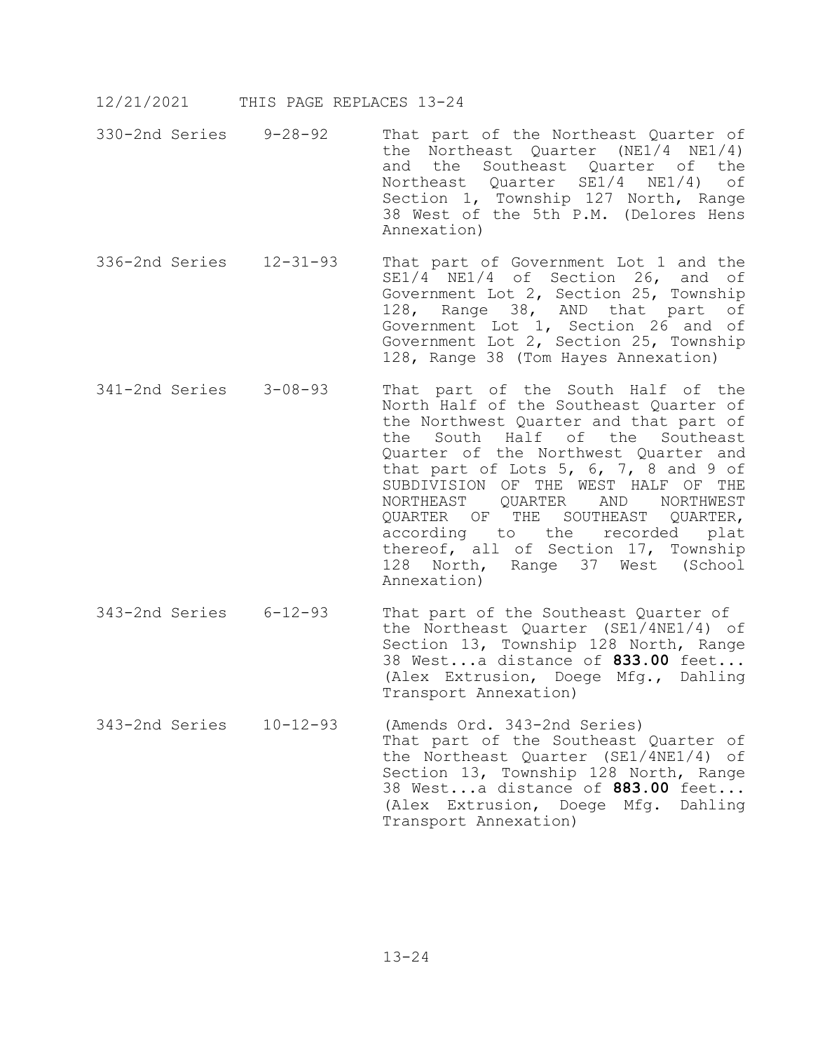12/21/2021 THIS PAGE REPLACES 13-24

| | | |
|---|---|---|
| 330-2nd Series | 9-28-92 | That part of the Northeast Quarter of the Northeast Quarter (NE1/4 NE1/4) and the Southeast Quarter of the Northeast Quarter SE1/4 NE1/4) of Section 1, Township 127 North, Range 38 West of the 5th P.M. (Delores Hens Annexation) |
| 336-2nd Series | 12-31-93 | That part of Government Lot 1 and the SE1/4 NE1/4 of Section 26, and of Government Lot 2, Section 25, Township 128, Range 38, AND that part of Government Lot 1, Section 26 and of Government Lot 2, Section 25, Township 128, Range 38 (Tom Hayes Annexation) |
| 341-2nd Series | 3-08-93 | That part of the South Half of the North Half of the Southeast Quarter of the Northwest Quarter and that part of the South Half of the Southeast Quarter of the Northwest Quarter and that part of Lots 5, 6, 7, 8 and 9 of SUBDIVISION OF THE WEST HALF OF THE NORTHEAST QUARTER AND NORTHWEST QUARTER OF THE SOUTHEAST QUARTER, according to the recorded plat thereof, all of Section 17, Township 128 North, Range 37 West (School Annexation) |
| 343-2nd Series | 6-12-93 | That part of the Southeast Quarter of the Northeast Quarter (SE1/4NE1/4) of Section 13, Township 128 North, Range 38 West...a distance of **833.00** feet... (Alex Extrusion, Doege Mfg., Dahling Transport Annexation) |
| 343-2nd Series | 10-12-93 | (Amends Ord. 343-2nd Series) That part of the Southeast Quarter of the Northeast Quarter (SE1/4NE1/4) of Section 13, Township 128 North, Range 38 West...a distance of **883.00** feet... (Alex Extrusion, Doege Mfg. Dahling Transport Annexation) |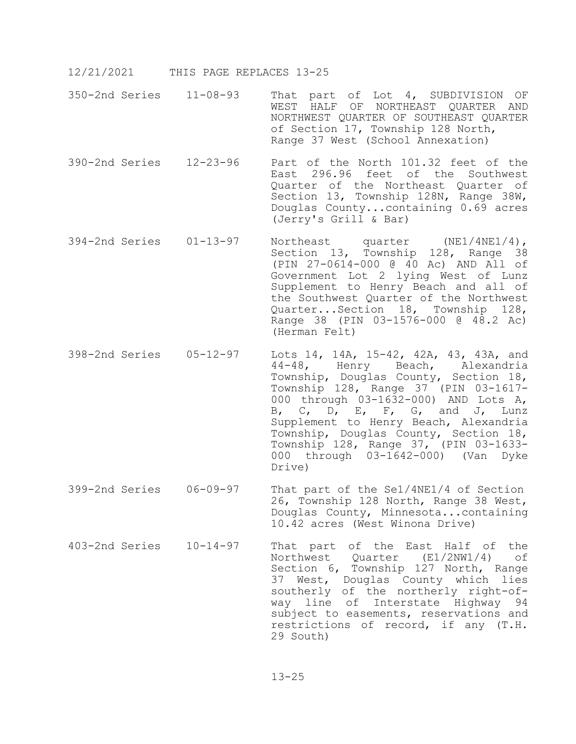12/21/2021 THIS PAGE REPLACES 13-25

| | | |
|---|---|---|
| 350-2nd Series | 11-08-93 | That part of Lot 4, SUBDIVISION OF WEST HALF OF NORTHEAST QUARTER AND NORTHWEST QUARTER OF SOUTHEAST QUARTER of Section 17, Township 128 North, Range 37 West (School Annexation) |
| 390-2nd Series | 12-23-96 | Part of the North 101.32 feet of the East 296.96 feet of the Southwest Quarter of the Northeast Quarter of Section 13, Township 128N, Range 38W, Douglas County...containing 0.69 acres (Jerry's Grill & Bar) |
| 394-2nd Series | 01-13-97 | Northeast quarter (NE1/4NE1/4), Section 13, Township 128, Range 38 (PIN 27-0614-000 @ 40 Ac) AND All of Government Lot 2 lying West of Lunz Supplement to Henry Beach and all of the Southwest Quarter of the Northwest Quarter...Section 18, Township 128, Range 38 (PIN 03-1576-000 @ 48.2 Ac) (Herman Felt) |
| 398-2nd Series | 05-12-97 | Lots 14, 14A, 15-42, 42A, 43, 43A, and 44-48, Henry Beach, Alexandria Township, Douglas County, Section 18, Township 128, Range 37 (PIN 03-1617-000 through 03-1632-000) AND Lots A, B, C, D, E, F, G, and J, Lunz Supplement to Henry Beach, Alexandria Township, Douglas County, Section 18, Township 128, Range 37, (PIN 03-1633-000 through 03-1642-000) (Van Dyke Drive) |
| 399-2nd Series | 06-09-97 | That part of the Se1/4NE1/4 of Section 26, Township 128 North, Range 38 West, Douglas County, Minnesota...containing 10.42 acres (West Winona Drive) |
| 403-2nd Series | 10-14-97 | That part of the East Half of the Northwest Quarter (E1/2NW1/4) of Section 6, Township 127 North, Range 37 West, Douglas County which lies southerly of the northerly right-of-way line of Interstate Highway 94 subject to easements, reservations and restrictions of record, if any (T.H. 29 South) |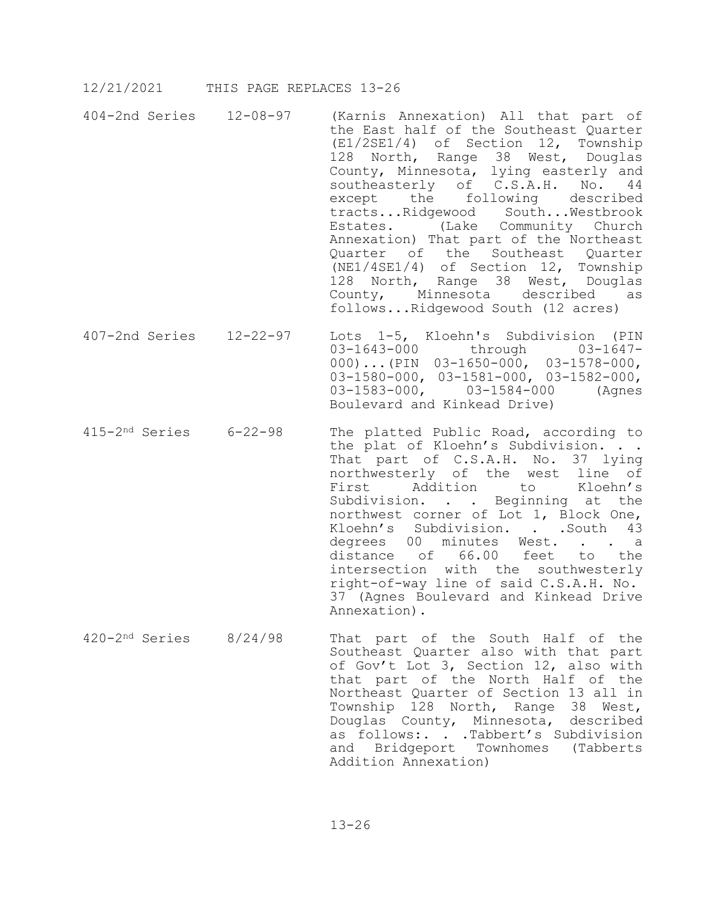12/21/2021 THIS PAGE REPLACES 13-26

| | | |
|---|---|---|
| 404-2nd Series | 12-08-97 | (Karnis Annexation) All that part of the East half of the Southeast Quarter (E1/2SE1/4) of Section 12, Township 128 North, Range 38 West, Douglas County, Minnesota, lying easterly and southeasterly of C.S.A.H. No. 44 except the following described tracts...Ridgewood South...Westbrook Estates. (Lake Community Church Annexation) That part of the Northeast Quarter of the Southeast Quarter (NE1/4SE1/4) of Section 12, Township 128 North, Range 38 West, Douglas County, Minnesota described as follows...Ridgewood South (12 acres) |
| 407-2nd Series | 12-22-97 | Lots 1-5, Kloehn's Subdivision (PIN 03-1643-000 through 03-1647-000)...(PIN 03-1650-000, 03-1578-000, 03-1580-000, 03-1581-000, 03-1582-000, 03-1583-000, 03-1584-000 (Agnes Boulevard and Kinkead Drive) |
| 415-2nd Series | 6-22-98 | The platted Public Road, according to the plat of Kloehn's Subdivision. . . That part of C.S.A.H. No. 37 lying northwesterly of the west line of First Addition to Kloehn's Subdivision. . . Beginning at the northwest corner of Lot 1, Block One, Kloehn's Subdivision. . .South 43 degrees 00 minutes West. . . a distance of 66.00 feet to the intersection with the southwesterly right-of-way line of said C.S.A.H. No. 37 (Agnes Boulevard and Kinkead Drive Annexation). |
| 420-2nd Series | 8/24/98 | That part of the South Half of the Southeast Quarter also with that part of Gov't Lot 3, Section 12, also with that part of the North Half of the Northeast Quarter of Section 13 all in Township 128 North, Range 38 West, Douglas County, Minnesota, described as follows:. . .Tabbert's Subdivision and Bridgeport Townhomes (Tabberts Addition Annexation) |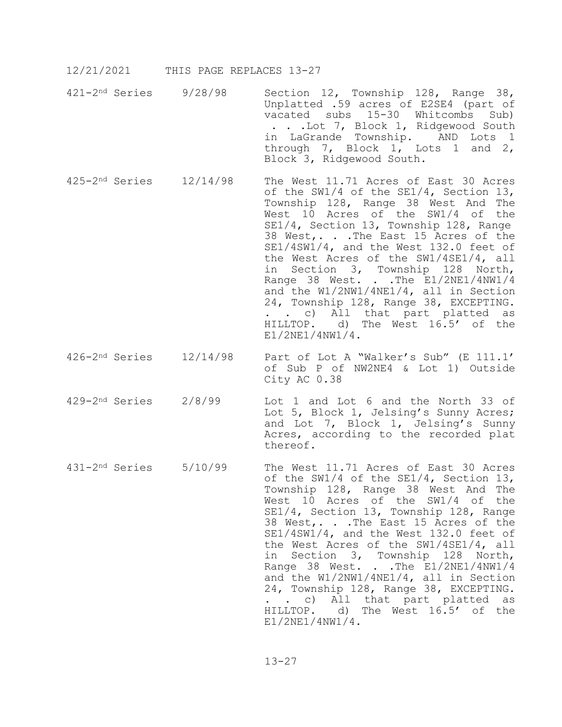12/21/2021 THIS PAGE REPLACES 13-27

| | | |
|---|---|---|
| 421-2nd Series | 9/28/98 | Section 12, Township 128, Range 38, Unplatted .59 acres of E2SE4 (part of vacated subs 15-30 Whitcombs Sub) . . .Lot 7, Block 1, Ridgewood South in LaGrande Township. AND Lots 1 through 7, Block 1, Lots 1 and 2, Block 3, Ridgewood South. |
| 425-2nd Series | 12/14/98 | The West 11.71 Acres of East 30 Acres of the SW1/4 of the SE1/4, Section 13, Township 128, Range 38 West And The West 10 Acres of the SW1/4 of the SE1/4, Section 13, Township 128, Range 38 West,. . .The East 15 Acres of the SE1/4SW1/4, and the West 132.0 feet of the West Acres of the SW1/4SE1/4, all in Section 3, Township 128 North, Range 38 West. . .The E1/2NE1/4NW1/4 and the W1/2NW1/4NE1/4, all in Section 24, Township 128, Range 38, EXCEPTING. . . c) All that part platted as HILLTOP. d) The West 16.5' of the E1/2NE1/4NW1/4. |
| 426-2nd Series | 12/14/98 | Part of Lot A "Walker's Sub" (E 111.1' of Sub P of NW2NE4 & Lot 1) Outside City AC 0.38 |
| 429-2nd Series | 2/8/99 | Lot 1 and Lot 6 and the North 33 of Lot 5, Block 1, Jelsing's Sunny Acres; and Lot 7, Block 1, Jelsing's Sunny Acres, according to the recorded plat thereof. |
| 431-2nd Series | 5/10/99 | The West 11.71 Acres of East 30 Acres of the SW1/4 of the SE1/4, Section 13, Township 128, Range 38 West And The West 10 Acres of the SW1/4 of the SE1/4, Section 13, Township 128, Range 38 West,. . .The East 15 Acres of the SE1/4SW1/4, and the West 132.0 feet of the West Acres of the SW1/4SE1/4, all in Section 3, Township 128 North, Range 38 West. . .The E1/2NE1/4NW1/4 and the W1/2NW1/4NE1/4, all in Section 24, Township 128, Range 38, EXCEPTING. . . c) All that part platted as HILLTOP. d) The West 16.5' of the E1/2NE1/4NW1/4. |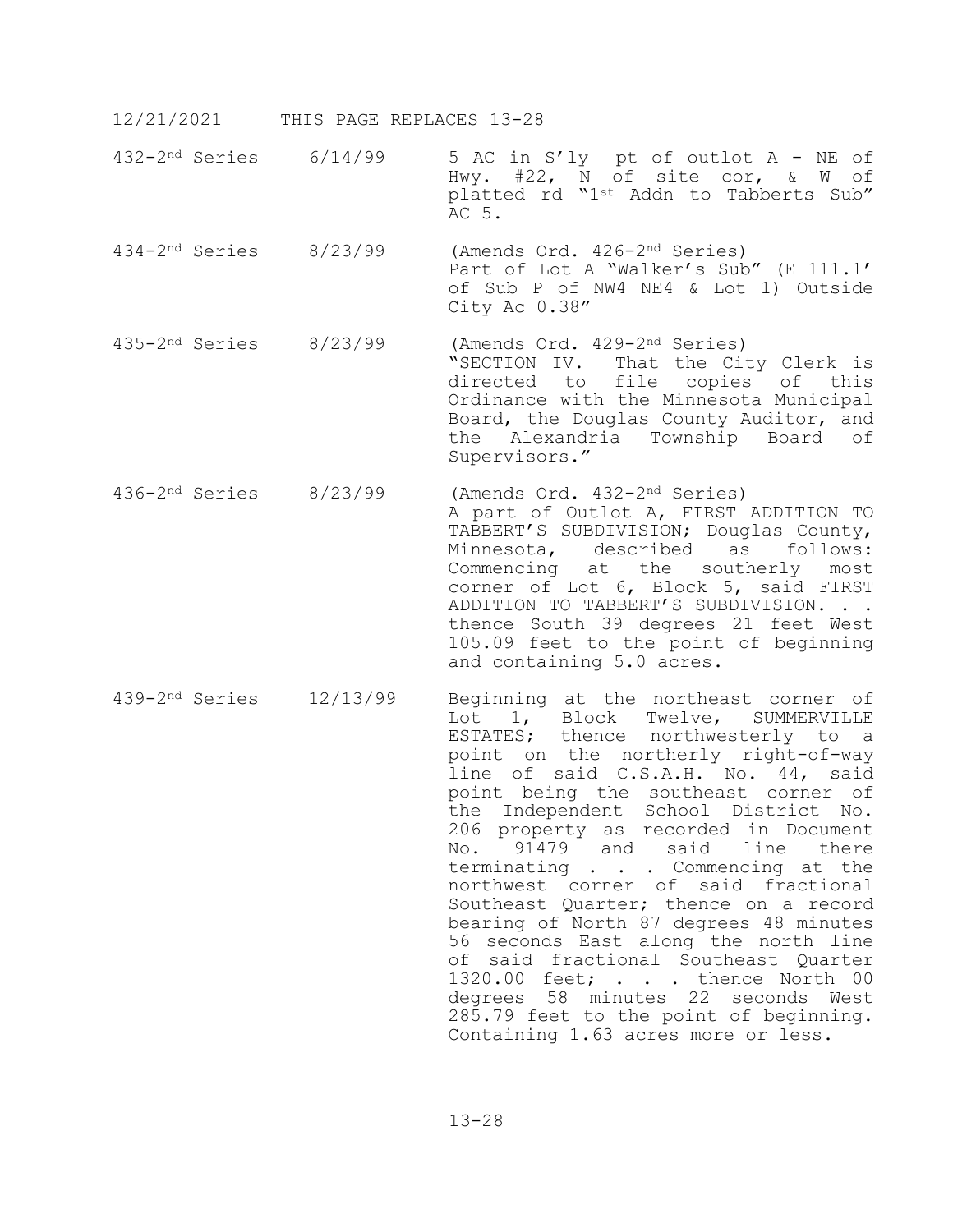12/21/2021 THIS PAGE REPLACES 13-28

| | | |
|---|---|---|
| 432-2nd Series | 6/14/99 | 5 AC in S'ly pt of outlot A - NE of Hwy. #22, N of site cor, & W of platted rd "1st Addn to Tabberts Sub" AC 5. |
| 434-2nd Series | 8/23/99 | (Amends Ord. 426-2nd Series) Part of Lot A "Walker's Sub" (E 111.1' of Sub P of NW4 NE4 & Lot 1) Outside City Ac 0.38" |
| 435-2nd Series | 8/23/99 | (Amends Ord. 429-2nd Series) "SECTION IV. That the City Clerk is directed to file copies of this Ordinance with the Minnesota Municipal Board, the Douglas County Auditor, and the Alexandria Township Board of Supervisors." |
| 436-2nd Series | 8/23/99 | (Amends Ord. 432-2nd Series) A part of Outlot A, FIRST ADDITION TO TABBERT'S SUBDIVISION; Douglas County, Minnesota, described as follows: Commencing at the southerly most corner of Lot 6, Block 5, said FIRST ADDITION TO TABBERT'S SUBDIVISION. . . thence South 39 degrees 21 feet West 105.09 feet to the point of beginning and containing 5.0 acres. |
| 439-2nd Series | 12/13/99 | Beginning at the northeast corner of Lot 1, Block Twelve, SUMMERVILLE ESTATES; thence northwesterly to a point on the northerly right-of-way line of said C.S.A.H. No. 44, said point being the southeast corner of the Independent School District No. 206 property as recorded in Document No. 91479 and said line there terminating . . . Commencing at the northwest corner of said fractional Southeast Quarter; thence on a record bearing of North 87 degrees 48 minutes 56 seconds East along the north line of said fractional Southeast Quarter 1320.00 feet; . . . thence North 00 degrees 58 minutes 22 seconds West 285.79 feet to the point of beginning. Containing 1.63 acres more or less. |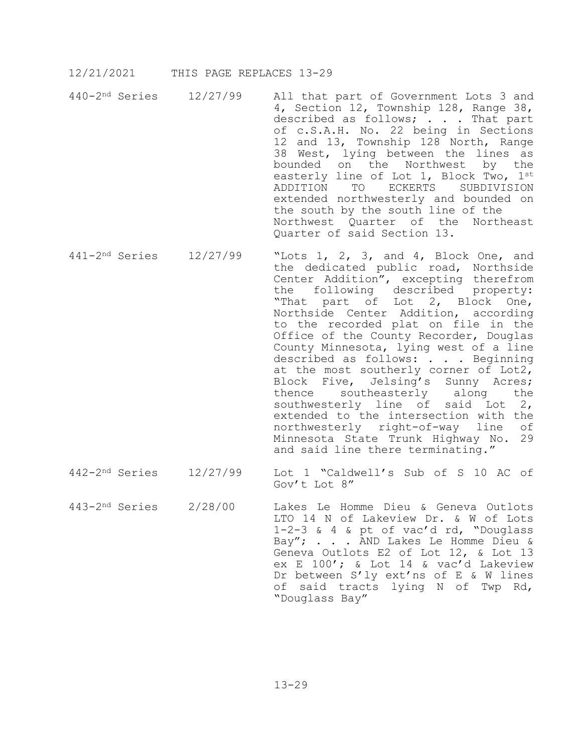12/21/2021 THIS PAGE REPLACES 13-29

| | | |
|---|---|---|
| 440-2nd Series | 12/27/99 | All that part of Government Lots 3 and 4, Section 12, Township 128, Range 38, described as follows; . . . That part of c.S.A.H. No. 22 being in Sections 12 and 13, Township 128 North, Range 38 West, lying between the lines as bounded on the Northwest by the easterly line of Lot 1, Block Two, 1st ADDITION TO ECKERTS SUBDIVISION extended northwesterly and bounded on the south by the south line of the Northwest Quarter of the Northeast Quarter of said Section 13. |
| 441-2nd Series | 12/27/99 | "Lots 1, 2, 3, and 4, Block One, and the dedicated public road, Northside Center Addition", excepting therefrom the following described property: "That part of Lot 2, Block One, Northside Center Addition, according to the recorded plat on file in the Office of the County Recorder, Douglas County Minnesota, lying west of a line described as follows: . . . Beginning at the most southerly corner of Lot2, Block Five, Jelsing's Sunny Acres; thence southeasterly along the southwesterly line of said Lot 2, extended to the intersection with the northwesterly right-of-way line of Minnesota State Trunk Highway No. 29 and said line there terminating." |
| 442-2nd Series | 12/27/99 | Lot 1 "Caldwell's Sub of S 10 AC of Gov't Lot 8" |
| 443-2nd Series | 2/28/00 | Lakes Le Homme Dieu & Geneva Outlots LTO 14 N of Lakeview Dr. & W of Lots 1-2-3 & 4 & pt of vac'd rd, "Douglass Bay"; . . . AND Lakes Le Homme Dieu & Geneva Outlots E2 of Lot 12, & Lot 13 ex E 100'; & Lot 14 & vac'd Lakeview Dr between S'ly ext'ns of E & W lines of said tracts lying N of Twp Rd, "Douglass Bay" |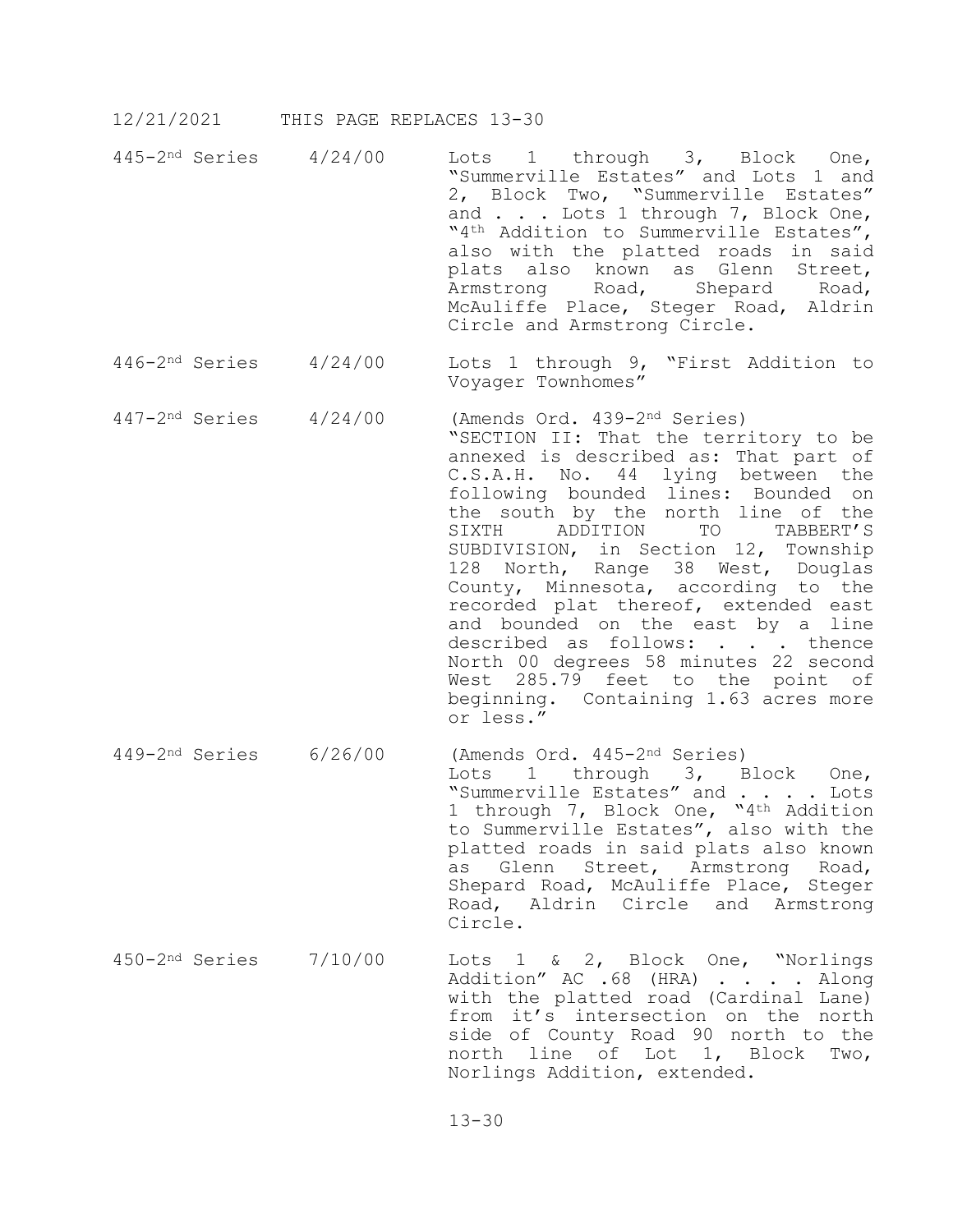12/21/2021 THIS PAGE REPLACES 13-30

| | | |
|---|---|---|
| 445-2nd Series | 4/24/00 | Lots 1 through 3, Block One, "Summerville Estates" and Lots 1 and 2, Block Two, "Summerville Estates" and . . . Lots 1 through 7, Block One, "4th Addition to Summerville Estates", also with the platted roads in said plats also known as Glenn Street, Armstrong Road, Shepard Road, McAuliffe Place, Steger Road, Aldrin Circle and Armstrong Circle. |
| 446-2nd Series | 4/24/00 | Lots 1 through 9, "First Addition to Voyager Townhomes" |
| 447-2nd Series | 4/24/00 | (Amends Ord. 439-2nd Series) "SECTION II: That the territory to be annexed is described as: That part of C.S.A.H. No. 44 lying between the following bounded lines: Bounded on the south by the north line of the SIXTH ADDITION TO TABBERT'S SUBDIVISION, in Section 12, Township 128 North, Range 38 West, Douglas County, Minnesota, according to the recorded plat thereof, extended east and bounded on the east by a line described as follows: . . . thence North 00 degrees 58 minutes 22 second West 285.79 feet to the point of beginning. Containing 1.63 acres more or less." |
| 449-2nd Series | 6/26/00 | (Amends Ord. 445-2nd Series) Lots 1 through 3, Block One, "Summerville Estates" and . . . . Lots 1 through 7, Block One, "4th Addition to Summerville Estates", also with the platted roads in said plats also known as Glenn Street, Armstrong Road, Shepard Road, McAuliffe Place, Steger Road, Aldrin Circle and Armstrong Circle. |
| 450-2nd Series | 7/10/00 | Lots 1 & 2, Block One, "Norlings Addition" AC .68 (HRA) . . . . Along with the platted road (Cardinal Lane) from it's intersection on the north side of County Road 90 north to the north line of Lot 1, Block Two, Norlings Addition, extended. |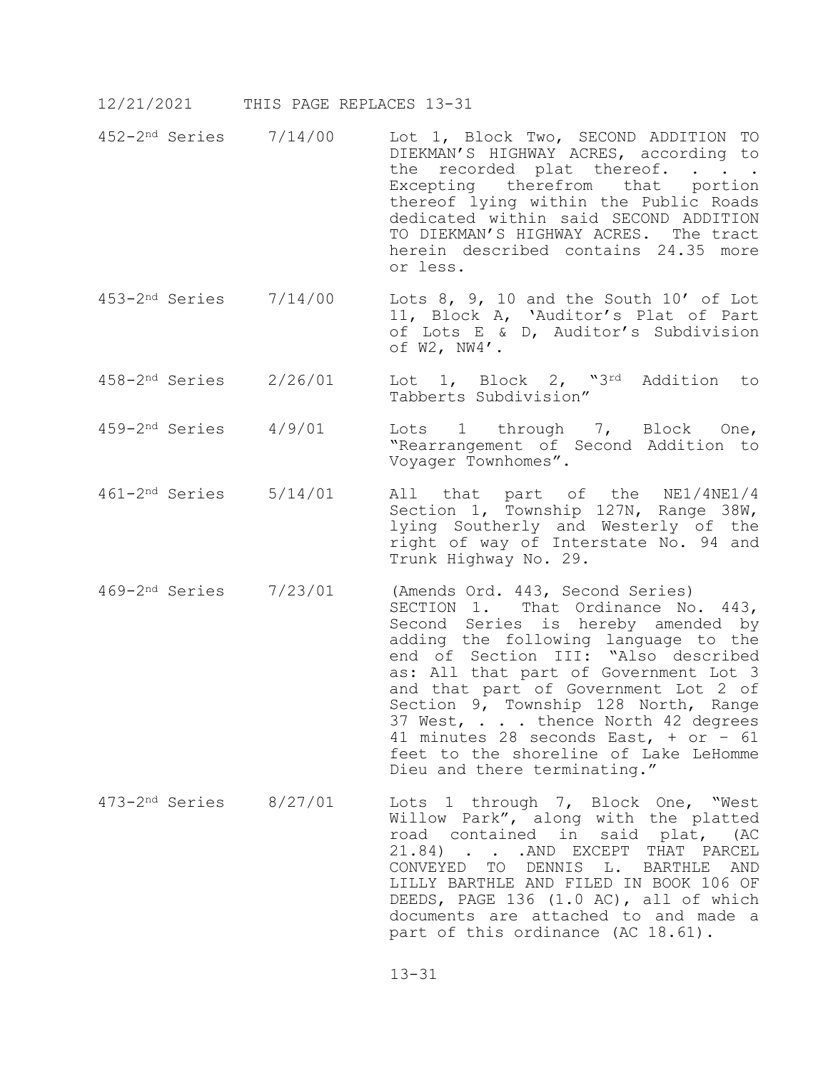12/21/2021 THIS PAGE REPLACES 13-31

| | | |
|---|---|---|
| 452-2nd Series | 7/14/00 | Lot 1, Block Two, SECOND ADDITION TO DIEKMAN'S HIGHWAY ACRES, according to the recorded plat thereof. . . . Excepting therefrom that portion thereof lying within the Public Roads dedicated within said SECOND ADDITION TO DIEKMAN'S HIGHWAY ACRES. The tract herein described contains 24.35 more or less. |
| 453-2nd Series | 7/14/00 | Lots 8, 9, 10 and the South 10' of Lot 11, Block A, 'Auditor's Plat of Part of Lots E & D, Auditor's Subdivision of W2, NW4'. |
| 458-2nd Series | 2/26/01 | Lot 1, Block 2, "3rd Addition to Tabberts Subdivision" |
| 459-2nd Series | 4/9/01 | Lots 1 through 7, Block One, "Rearrangement of Second Addition to Voyager Townhomes". |
| 461-2nd Series | 5/14/01 | All that part of the NE1/4NE1/4 Section 1, Township 127N, Range 38W, lying Southerly and Westerly of the right of way of Interstate No. 94 and Trunk Highway No. 29. |
| 469-2nd Series | 7/23/01 | (Amends Ord. 443, Second Series) SECTION 1. That Ordinance No. 443, Second Series is hereby amended by adding the following language to the end of Section III: "Also described as: All that part of Government Lot 3 and that part of Government Lot 2 of Section 9, Township 128 North, Range 37 West, . . . thence North 42 degrees 41 minutes 28 seconds East, + or – 61 feet to the shoreline of Lake LeHomme Dieu and there terminating." |
| 473-2nd Series | 8/27/01 | Lots 1 through 7, Block One, "West Willow Park", along with the platted road contained in said plat, (AC 21.84) . . . AND EXCEPT THAT PARCEL CONVEYED TO DENNIS L. BARTHLE AND LILLY BARTHLE AND FILED IN BOOK 106 OF DEEDS, PAGE 136 (1.0 AC), all of which documents are attached to and made a part of this ordinance (AC 18.61). |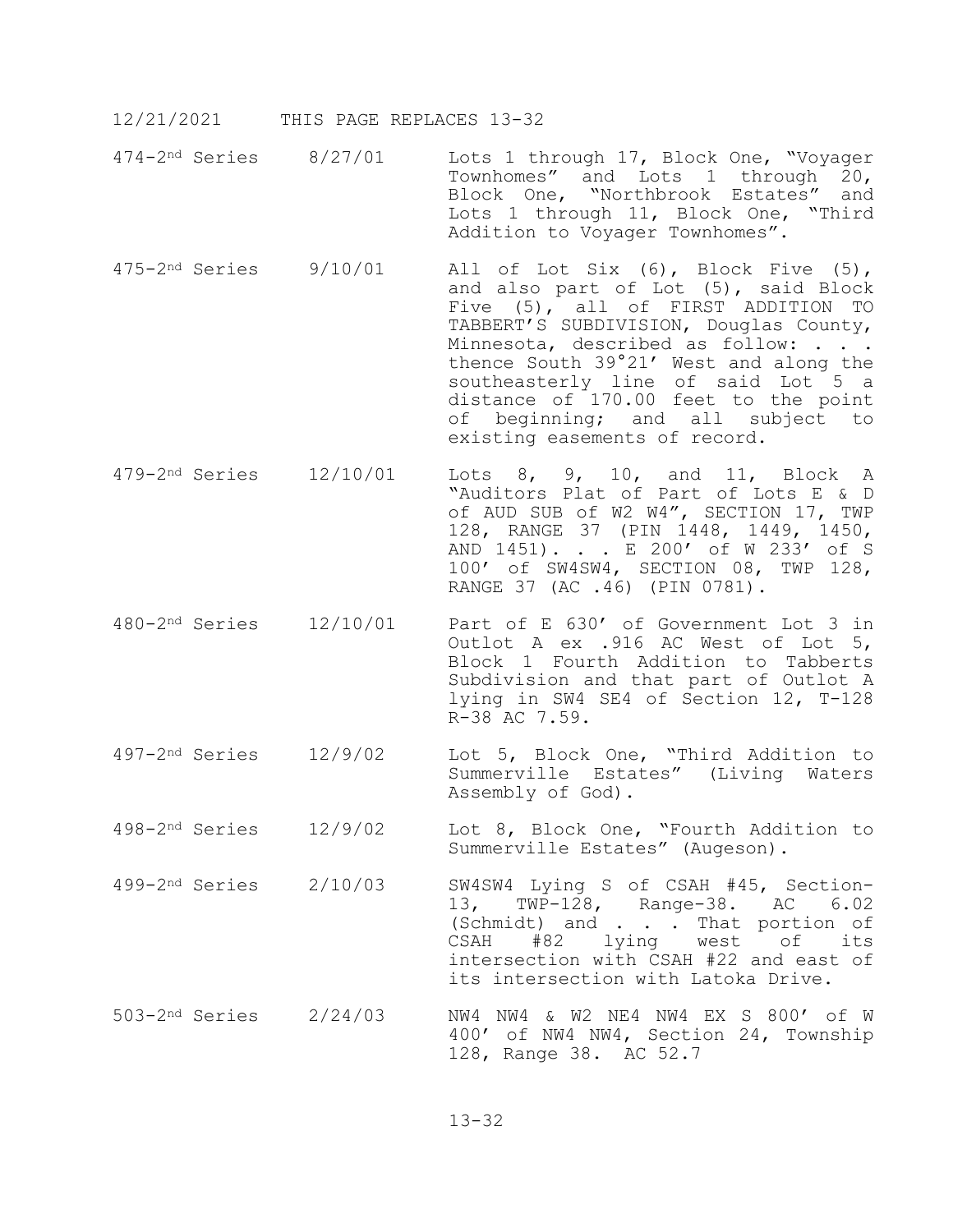12/21/2021 THIS PAGE REPLACES 13-32

| | | |
|---|---|---|
| 474-2nd Series | 8/27/01 | Lots 1 through 17, Block One, "Voyager Townhomes" and Lots 1 through 20, Block One, "Northbrook Estates" and Lots 1 through 11, Block One, "Third Addition to Voyager Townhomes". |
| 475-2nd Series | 9/10/01 | All of Lot Six (6), Block Five (5), and also part of Lot (5), said Block Five (5), all of FIRST ADDITION TO TABBERT'S SUBDIVISION, Douglas County, Minnesota, described as follow: . . . thence South 39°21' West and along the southeasterly line of said Lot 5 a distance of 170.00 feet to the point of beginning; and all subject to existing easements of record. |
| 479-2nd Series | 12/10/01 | Lots 8, 9, 10, and 11, Block A "Auditors Plat of Part of Lots E & D of AUD SUB of W2 W4", SECTION 17, TWP 128, RANGE 37 (PIN 1448, 1449, 1450, AND 1451). . . E 200' of W 233' of S 100' of SW4SW4, SECTION 08, TWP 128, RANGE 37 (AC .46) (PIN 0781). |
| 480-2nd Series | 12/10/01 | Part of E 630' of Government Lot 3 in Outlot A ex .916 AC West of Lot 5, Block 1 Fourth Addition to Tabberts Subdivision and that part of Outlot A lying in SW4 SE4 of Section 12, T-128 R-38 AC 7.59. |
| 497-2nd Series | 12/9/02 | Lot 5, Block One, "Third Addition to Summerville Estates" (Living Waters Assembly of God). |
| 498-2nd Series | 12/9/02 | Lot 8, Block One, "Fourth Addition to Summerville Estates" (Augeson). |
| 499-2nd Series | 2/10/03 | SW4SW4 Lying S of CSAH #45, Section-13, TWP-128, Range-38. AC 6.02 (Schmidt) and . . . That portion of CSAH #82 lying west of its intersection with CSAH #22 and east of its intersection with Latoka Drive. |
| 503-2nd Series | 2/24/03 | NW4 NW4 & W2 NE4 NW4 EX S 800' of W 400' of NW4 NW4, Section 24, Township 128, Range 38. AC 52.7 |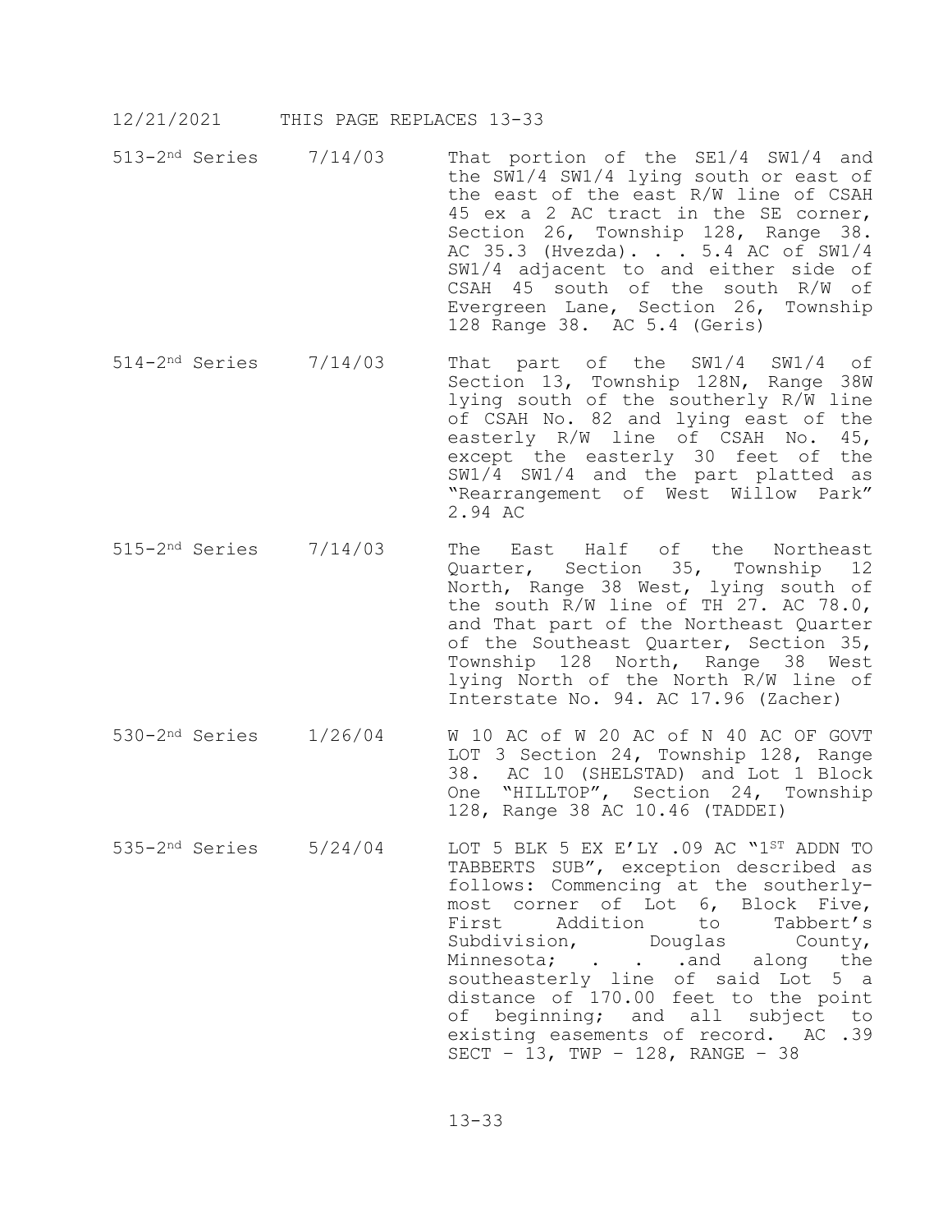12/21/2021 THIS PAGE REPLACES 13-33

| | | |
|---|---|---|
| 513-2nd Series | 7/14/03 | That portion of the SE1/4 SW1/4 and the SW1/4 SW1/4 lying south or east of the east of the east R/W line of CSAH 45 ex a 2 AC tract in the SE corner, Section 26, Township 128, Range 38. AC 35.3 (Hvezda). . . 5.4 AC of SW1/4 SW1/4 adjacent to and either side of CSAH 45 south of the south R/W of Evergreen Lane, Section 26, Township 128 Range 38. AC 5.4 (Geris) |
| 514-2nd Series | 7/14/03 | That part of the SW1/4 SW1/4 of Section 13, Township 128N, Range 38W lying south of the southerly R/W line of CSAH No. 82 and lying east of the easterly R/W line of CSAH No. 45, except the easterly 30 feet of the SW1/4 SW1/4 and the part platted as "Rearrangement of West Willow Park" 2.94 AC |
| 515-2nd Series | 7/14/03 | The East Half of the Northeast Quarter, Section 35, Township 12 North, Range 38 West, lying south of the south R/W line of TH 27. AC 78.0, and That part of the Northeast Quarter of the Southeast Quarter, Section 35, Township 128 North, Range 38 West lying North of the North R/W line of Interstate No. 94. AC 17.96 (Zacher) |
| 530-2nd Series | 1/26/04 | W 10 AC of W 20 AC of N 40 AC OF GOVT LOT 3 Section 24, Township 128, Range 38. AC 10 (SHELSTAD) and Lot 1 Block One "HILLTOP", Section 24, Township 128, Range 38 AC 10.46 (TADDEI) |
| 535-2nd Series | 5/24/04 | LOT 5 BLK 5 EX E'LY .09 AC "1ST ADDN TO TABBERTS SUB", exception described as follows: Commencing at the southerly-most corner of Lot 6, Block Five, First Addition to Tabbert's Subdivision, Douglas County, Minnesota; . . .and along the southeasterly line of said Lot 5 a distance of 170.00 feet to the point of beginning; and all subject to existing easements of record. AC .39 SECT – 13, TWP – 128, RANGE – 38 |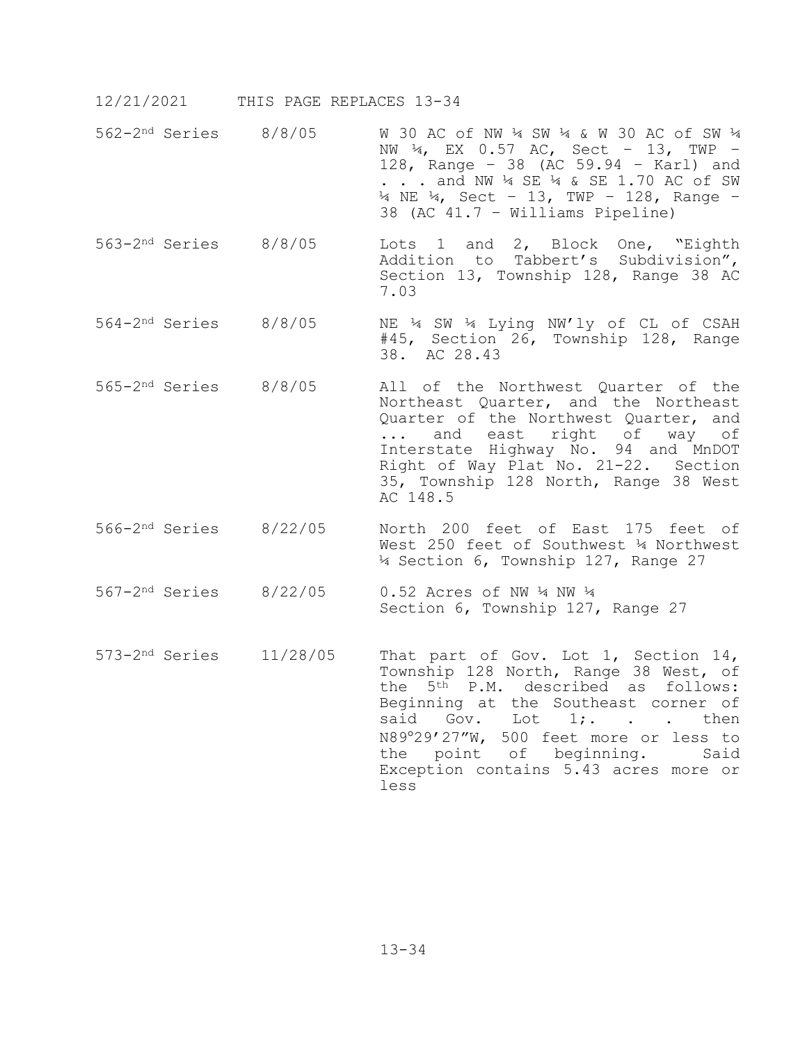12/21/2021 THIS PAGE REPLACES 13-34

| | | |
|---|---|---|
| 562-2nd Series | 8/8/05 | W 30 AC of NW ¼ SW ¼ & W 30 AC of SW ¼ NW ¼, EX 0.57 AC, Sect – 13, TWP – 128, Range – 38 (AC 59.94 – Karl) and . . . and NW ¼ SE ¼ & SE 1.70 AC of SW ¼ NE ¼, Sect – 13, TWP – 128, Range – 38 (AC 41.7 – Williams Pipeline) |
| 563-2nd Series | 8/8/05 | Lots 1 and 2, Block One, "Eighth Addition to Tabbert's Subdivision", Section 13, Township 128, Range 38 AC 7.03 |
| 564-2nd Series | 8/8/05 | NE ¼ SW ¼ Lying NW'ly of CL of CSAH #45, Section 26, Township 128, Range 38. AC 28.43 |
| 565-2nd Series | 8/8/05 | All of the Northwest Quarter of the Northeast Quarter, and the Northeast Quarter of the Northwest Quarter, and ... and east right of way of Interstate Highway No. 94 and MnDOT Right of Way Plat No. 21-22. Section 35, Township 128 North, Range 38 West AC 148.5 |
| 566-2nd Series | 8/22/05 | North 200 feet of East 175 feet of West 250 feet of Southwest ¼ Northwest ¼ Section 6, Township 127, Range 27 |
| 567-2nd Series | 8/22/05 | 0.52 Acres of NW ¼ NW ¼ Section 6, Township 127, Range 27 |
| 573-2nd Series | 11/28/05 | That part of Gov. Lot 1, Section 14, Township 128 North, Range 38 West, of the 5th P.M. described as follows: Beginning at the Southeast corner of said Gov. Lot 1;. . . then N89º29'27"W, 500 feet more or less to the point of beginning. Said Exception contains 5.43 acres more or less |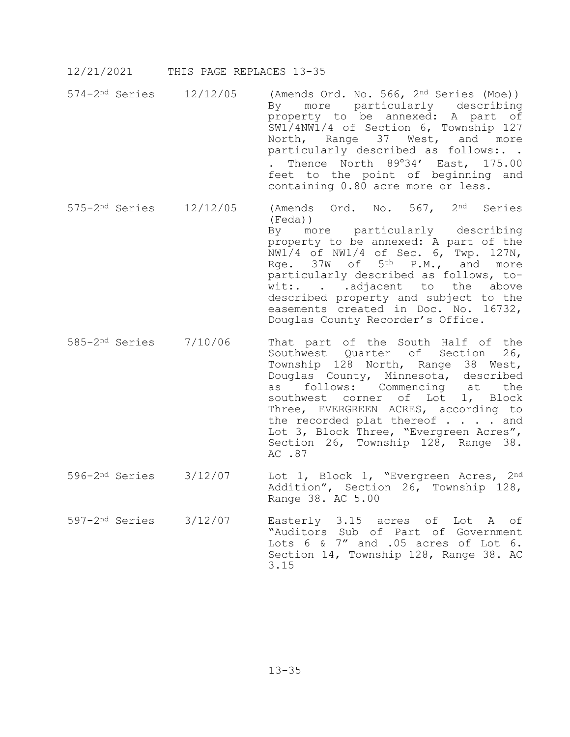12/21/2021 THIS PAGE REPLACES 13-35

| | | |
|---|---|---|
| 574-2nd Series | 12/12/05 | (Amends Ord. No. 566, 2nd Series (Moe)) By more particularly describing property to be annexed: A part of SW1/4NW1/4 of Section 6, Township 127 North, Range 37 West, and more particularly described as follows:. . . Thence North 89°34' East, 175.00 feet to the point of beginning and containing 0.80 acre more or less. |
| 575-2nd Series | 12/12/05 | (Amends Ord. No. 567, 2nd Series (Feda)) By more particularly describing property to be annexed: A part of the NW1/4 of NW1/4 of Sec. 6, Twp. 127N, Rge. 37W of 5th P.M., and more particularly described as follows, to-wit:. . .adjacent to the above described property and subject to the easements created in Doc. No. 16732, Douglas County Recorder's Office. |
| 585-2nd Series | 7/10/06 | That part of the South Half of the Southwest Quarter of Section 26, Township 128 North, Range 38 West, Douglas County, Minnesota, described as follows: Commencing at the southwest corner of Lot 1, Block Three, EVERGREEN ACRES, according to the recorded plat thereof . . . . and Lot 3, Block Three, "Evergreen Acres", Section 26, Township 128, Range 38. AC .87 |
| 596-2nd Series | 3/12/07 | Lot 1, Block 1, "Evergreen Acres, 2nd Addition", Section 26, Township 128, Range 38. AC 5.00 |
| 597-2nd Series | 3/12/07 | Easterly 3.15 acres of Lot A of "Auditors Sub of Part of Government Lots 6 & 7" and .05 acres of Lot 6. Section 14, Township 128, Range 38. AC 3.15 |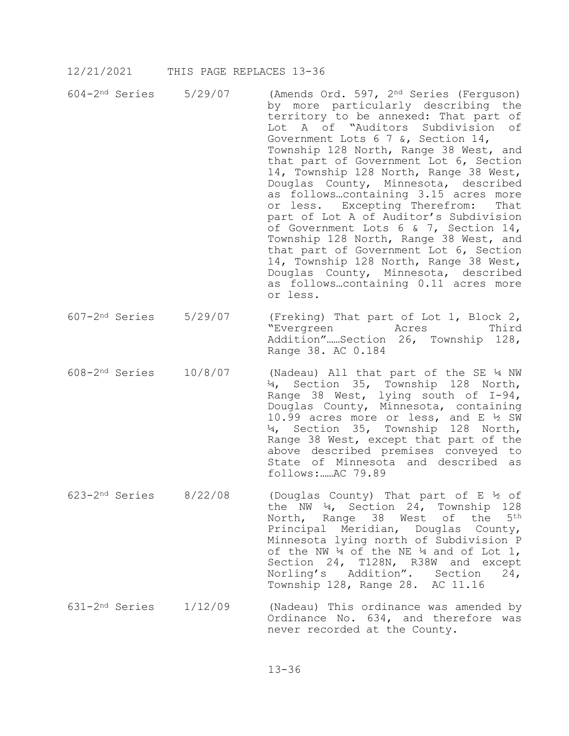12/21/2021 THIS PAGE REPLACES 13-36

| | | |
|---|---|---|
| 604-2nd Series | 5/29/07 | (Amends Ord. 597, 2nd Series (Ferguson) by more particularly describing the territory to be annexed: That part of Lot A of "Auditors Subdivision of Government Lots 6 7 &, Section 14, Township 128 North, Range 38 West, and that part of Government Lot 6, Section 14, Township 128 North, Range 38 West, Douglas County, Minnesota, described as follows…containing 3.15 acres more or less. Excepting Therefrom: That part of Lot A of Auditor's Subdivision of Government Lots 6 & 7, Section 14, Township 128 North, Range 38 West, and that part of Government Lot 6, Section 14, Township 128 North, Range 38 West, Douglas County, Minnesota, described as follows…containing 0.11 acres more or less. |
| 607-2nd Series | 5/29/07 | (Freking) That part of Lot 1, Block 2, "Evergreen Acres Third Addition"……Section 26, Township 128, Range 38. AC 0.184 |
| 608-2nd Series | 10/8/07 | (Nadeau) All that part of the SE ¼ NW ¼, Section 35, Township 128 North, Range 38 West, lying south of I-94, Douglas County, Minnesota, containing 10.99 acres more or less, and E ½ SW ¼, Section 35, Township 128 North, Range 38 West, except that part of the above described premises conveyed to State of Minnesota and described as follows:……AC 79.89 |
| 623-2nd Series | 8/22/08 | (Douglas County) That part of E ½ of the NW ¼, Section 24, Township 128 North, Range 38 West of the 5th Principal Meridian, Douglas County, Minnesota lying north of Subdivision P of the NW ¼ of the NE ¼ and of Lot 1, Section 24, T128N, R38W and except Norling's Addition". Section 24, Township 128, Range 28. AC 11.16 |
| 631-2nd Series | 1/12/09 | (Nadeau) This ordinance was amended by Ordinance No. 634, and therefore was never recorded at the County. |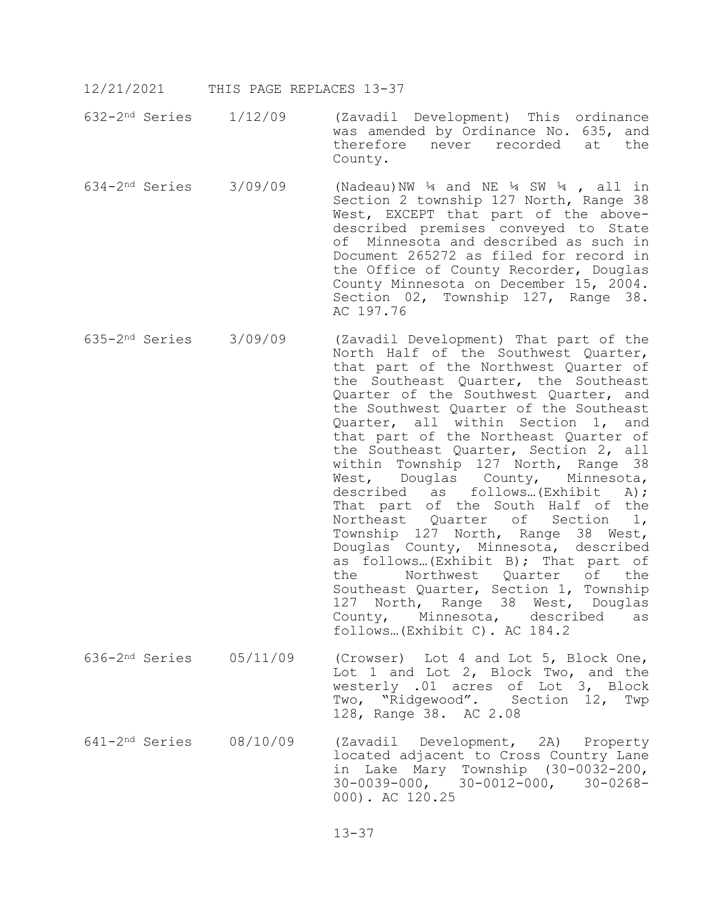12/21/2021 THIS PAGE REPLACES 13-37

| | | |
|---|---|---|
| 632-2nd Series | 1/12/09 | (Zavadil Development) This ordinance was amended by Ordinance No. 635, and therefore never recorded at the County. |
| 634-2nd Series | 3/09/09 | (Nadeau)NW ¼ and NE ¼ SW ¼ , all in Section 2 township 127 North, Range 38 West, EXCEPT that part of the above-described premises conveyed to State of Minnesota and described as such in Document 265272 as filed for record in the Office of County Recorder, Douglas County Minnesota on December 15, 2004. Section 02, Township 127, Range 38. AC 197.76 |
| 635-2nd Series | 3/09/09 | (Zavadil Development) That part of the North Half of the Southwest Quarter, that part of the Northwest Quarter of the Southeast Quarter, the Southeast Quarter of the Southwest Quarter, and the Southwest Quarter of the Southeast Quarter, all within Section 1, and that part of the Northeast Quarter of the Southeast Quarter, Section 2, all within Township 127 North, Range 38 West, Douglas County, Minnesota, described as follows…(Exhibit A); That part of the South Half of the Northeast Quarter of Section 1, Township 127 North, Range 38 West, Douglas County, Minnesota, described as follows…(Exhibit B); That part of the Northwest Quarter of the Southeast Quarter, Section 1, Township 127 North, Range 38 West, Douglas County, Minnesota, described as follows…(Exhibit C). AC 184.2 |
| 636-2nd Series | 05/11/09 | (Crowser) Lot 4 and Lot 5, Block One, Lot 1 and Lot 2, Block Two, and the westerly .01 acres of Lot 3, Block Two, "Ridgewood". Section 12, Twp 128, Range 38. AC 2.08 |
| 641-2nd Series | 08/10/09 | (Zavadil Development, 2A) Property located adjacent to Cross Country Lane in Lake Mary Township (30-0032-200, 30-0039-000, 30-0012-000, 30-0268-000). AC 120.25 |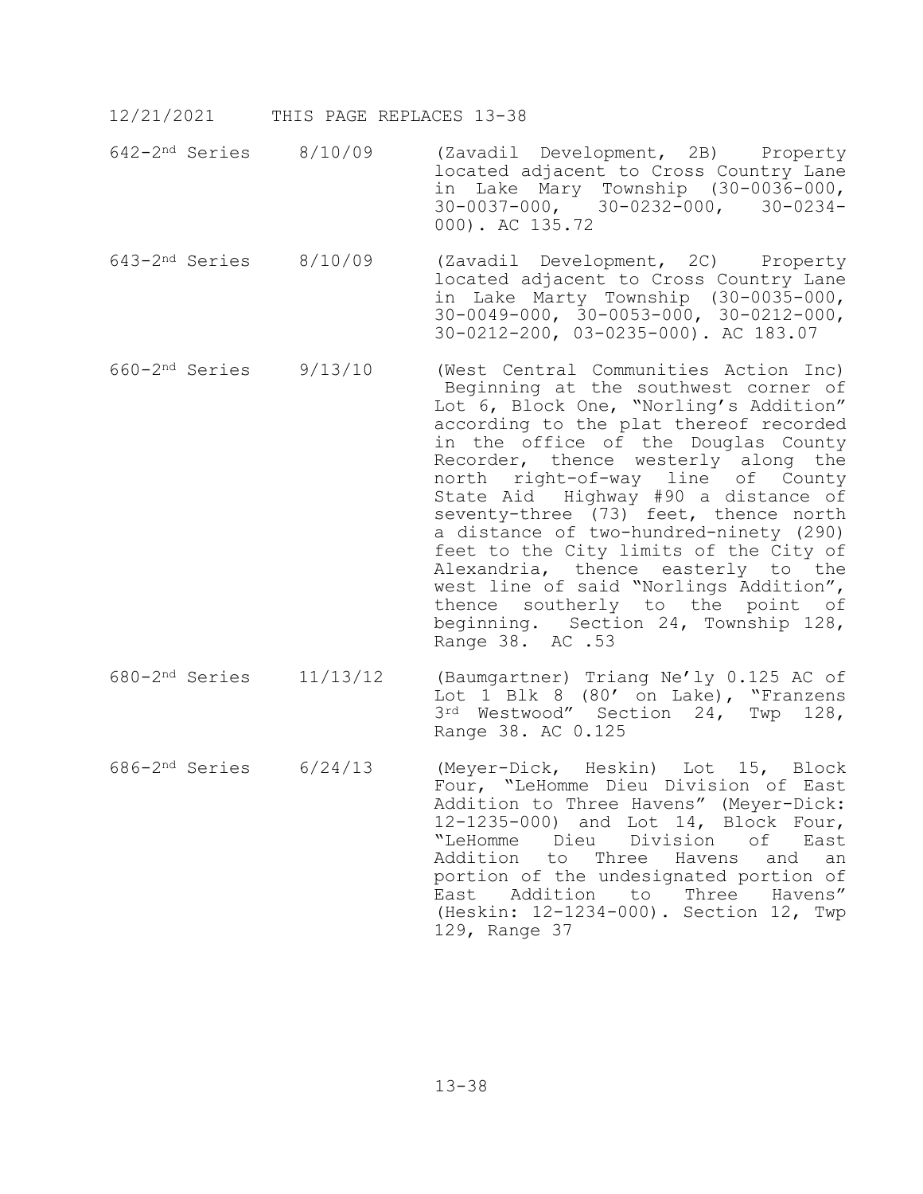12/21/2021 THIS PAGE REPLACES 13-38

| | | |
|---|---|---|
| 642-2nd Series | 8/10/09 | (Zavadil Development, 2B) Property located adjacent to Cross Country Lane in Lake Mary Township (30-0036-000, 30-0037-000, 30-0232-000, 30-0234-000). AC 135.72 |
| 643-2nd Series | 8/10/09 | (Zavadil Development, 2C) Property located adjacent to Cross Country Lane in Lake Marty Township (30-0035-000, 30-0049-000, 30-0053-000, 30-0212-000, 30-0212-200, 03-0235-000). AC 183.07 |
| 660-2nd Series | 9/13/10 | (West Central Communities Action Inc) Beginning at the southwest corner of Lot 6, Block One, "Norling's Addition" according to the plat thereof recorded in the office of the Douglas County Recorder, thence westerly along the north right-of-way line of County State Aid Highway #90 a distance of seventy-three (73) feet, thence north a distance of two-hundred-ninety (290) feet to the City limits of the City of Alexandria, thence easterly to the west line of said "Norlings Addition", thence southerly to the point of beginning. Section 24, Township 128, Range 38. AC .53 |
| 680-2nd Series | 11/13/12 | (Baumgartner) Triang Ne'ly 0.125 AC of Lot 1 Blk 8 (80' on Lake), "Franzens 3rd Westwood" Section 24, Twp 128, Range 38. AC 0.125 |
| 686-2nd Series | 6/24/13 | (Meyer-Dick, Heskin) Lot 15, Block Four, "LeHomme Dieu Division of East Addition to Three Havens" (Meyer-Dick: 12-1235-000) and Lot 14, Block Four, "LeHomme Dieu Division of East Addition to Three Havens and an portion of the undesignated portion of East Addition to Three Havens" (Heskin: 12-1234-000). Section 12, Twp 129, Range 37 |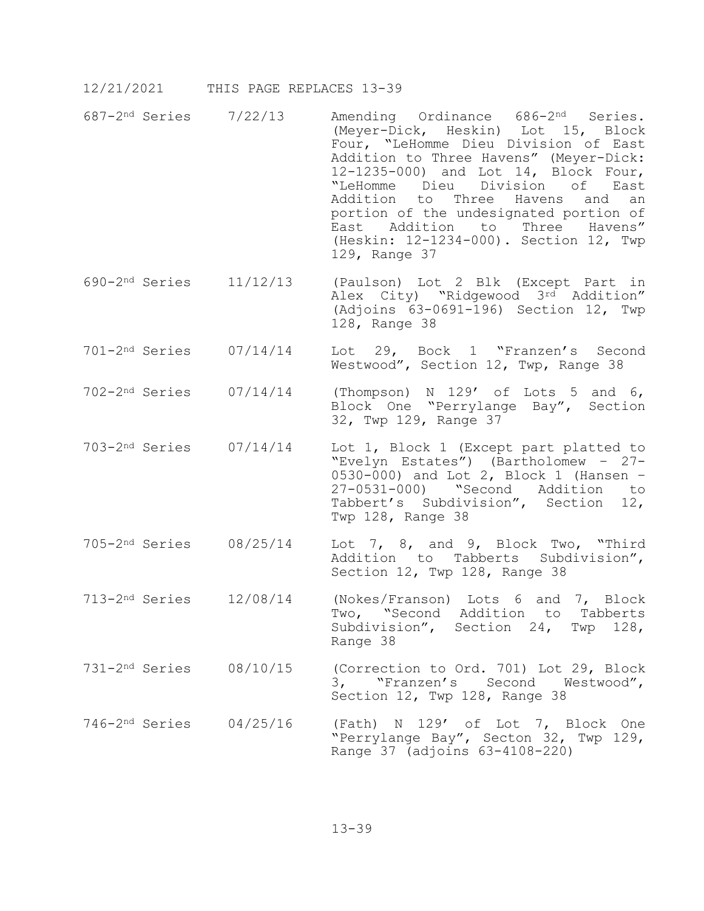12/21/2021 THIS PAGE REPLACES 13-39

| | | |
|---|---|---|
| 687-2nd Series | 7/22/13 | Amending Ordinance 686-2nd Series. (Meyer-Dick, Heskin) Lot 15, Block Four, "LeHomme Dieu Division of East Addition to Three Havens" (Meyer-Dick: 12-1235-000) and Lot 14, Block Four, "LeHomme Dieu Division of East Addition to Three Havens and an portion of the undesignated portion of East Addition to Three Havens" (Heskin: 12-1234-000). Section 12, Twp 129, Range 37 |
| 690-2nd Series | 11/12/13 | (Paulson) Lot 2 Blk (Except Part in Alex City) "Ridgewood 3rd Addition" (Adjoins 63-0691-196) Section 12, Twp 128, Range 38 |
| 701-2nd Series | 07/14/14 | Lot 29, Bock 1 "Franzen's Second Westwood", Section 12, Twp, Range 38 |
| 702-2nd Series | 07/14/14 | (Thompson) N 129' of Lots 5 and 6, Block One "Perrylange Bay", Section 32, Twp 129, Range 37 |
| 703-2nd Series | 07/14/14 | Lot 1, Block 1 (Except part platted to "Evelyn Estates") (Bartholomew - 27-0530-000) and Lot 2, Block 1 (Hansen - 27-0531-000) "Second Addition to Tabbert's Subdivision", Section 12, Twp 128, Range 38 |
| 705-2nd Series | 08/25/14 | Lot 7, 8, and 9, Block Two, "Third Addition to Tabberts Subdivision", Section 12, Twp 128, Range 38 |
| 713-2nd Series | 12/08/14 | (Nokes/Franson) Lots 6 and 7, Block Two, "Second Addition to Tabberts Subdivision", Section 24, Twp 128, Range 38 |
| 731-2nd Series | 08/10/15 | (Correction to Ord. 701) Lot 29, Block 3, "Franzen's Second Westwood", Section 12, Twp 128, Range 38 |
| 746-2nd Series | 04/25/16 | (Fath) N 129' of Lot 7, Block One "Perrylange Bay", Secton 32, Twp 129, Range 37 (adjoins 63-4108-220) |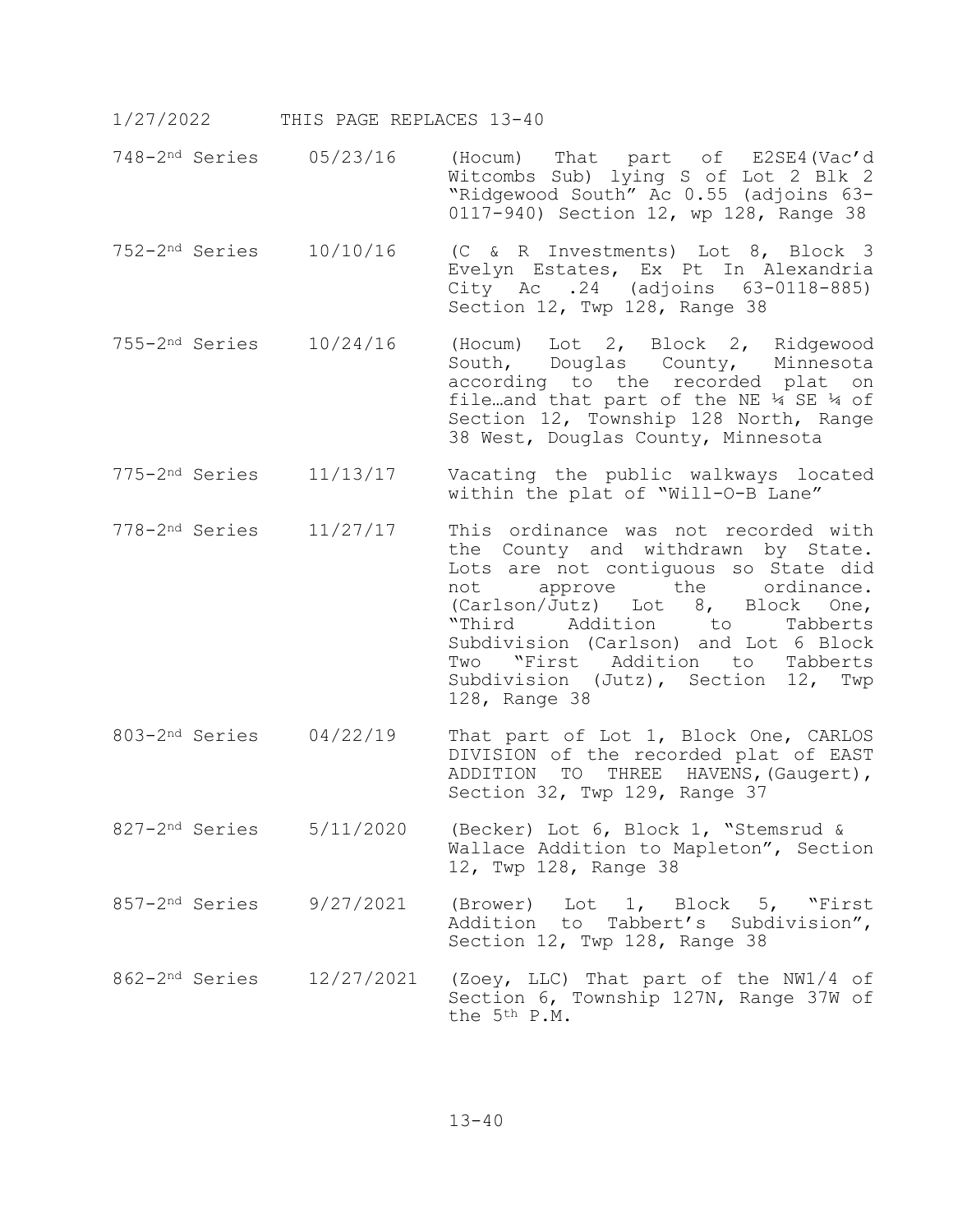1/27/2022 THIS PAGE REPLACES 13-40

| | | |
|---|---|---|
| 748-2nd Series | 05/23/16 | (Hocum) That part of E2SE4(Vac'd Witcombs Sub) lying S of Lot 2 Blk 2 "Ridgewood South" Ac 0.55 (adjoins 63-0117-940) Section 12, wp 128, Range 38 |
| 752-2nd Series | 10/10/16 | (C & R Investments) Lot 8, Block 3 Evelyn Estates, Ex Pt In Alexandria City Ac .24 (adjoins 63-0118-885) Section 12, Twp 128, Range 38 |
| 755-2nd Series | 10/24/16 | (Hocum) Lot 2, Block 2, Ridgewood South, Douglas County, Minnesota according to the recorded plat on file…and that part of the NE ¼ SE ¼ of Section 12, Township 128 North, Range 38 West, Douglas County, Minnesota |
| 775-2nd Series | 11/13/17 | Vacating the public walkways located within the plat of "Will-O-B Lane" |
| 778-2nd Series | 11/27/17 | This ordinance was not recorded with the County and withdrawn by State. Lots are not contiguous so State did not approve the ordinance. (Carlson/Jutz) Lot 8, Block One, "Third Addition to Tabberts Subdivision (Carlson) and Lot 6 Block Two "First Addition to Tabberts Subdivision (Jutz), Section 12, Twp 128, Range 38 |
| 803-2nd Series | 04/22/19 | That part of Lot 1, Block One, CARLOS DIVISION of the recorded plat of EAST ADDITION TO THREE HAVENS,(Gaugert), Section 32, Twp 129, Range 37 |
| 827-2nd Series | 5/11/2020 | (Becker) Lot 6, Block 1, "Stemsrud & Wallace Addition to Mapleton", Section 12, Twp 128, Range 38 |
| 857-2nd Series | 9/27/2021 | (Brower) Lot 1, Block 5, "First Addition to Tabbert's Subdivision", Section 12, Twp 128, Range 38 |
| 862-2nd Series | 12/27/2021 | (Zoey, LLC) That part of the NW1/4 of Section 6, Township 127N, Range 37W of the 5th P.M. |